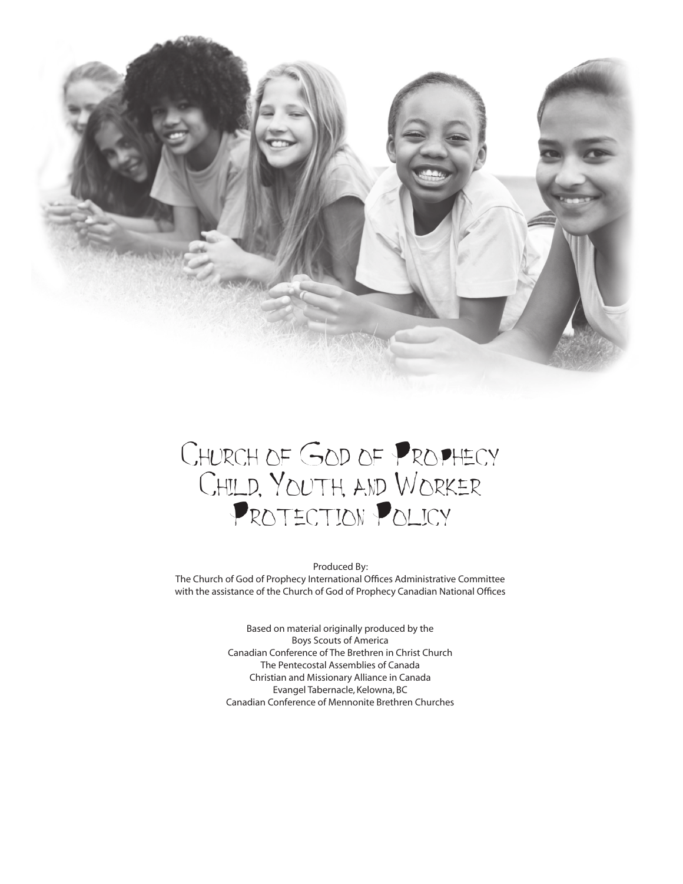# Church of God of Prophecy Child, Youth, and Worker Protection Policy

Produced By:
The Church of God of Prophecy International Offices Administrative Committee
with the assistance of the Church of God of Prophecy Canadian National Offices

Based on material originally produced by the
Boys Scouts of America
Canadian Conference of The Brethren in Christ Church
The Pentecostal Assemblies of Canada
Christian and Missionary Alliance in Canada
Evangel Tabernacle, Kelowna, BC
Canadian Conference of Mennonite Brethren Churches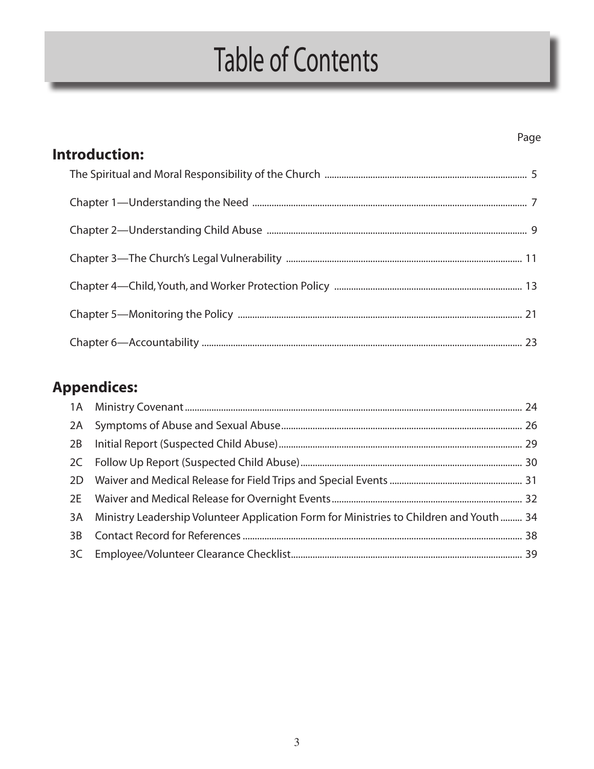# Table of Contents

Page

## Introduction:

The Spiritual and Moral Responsibility of the Church ........ 5

Chapter 1—Understanding the Need ........ 7

Chapter 2—Understanding Child Abuse ........ 9

Chapter 3—The Church's Legal Vulnerability ........ 11

Chapter 4—Child, Youth, and Worker Protection Policy ........ 13

Chapter 5—Monitoring the Policy ........ 21

Chapter 6—Accountability ........ 23

## Appendices:

1A Ministry Covenant ........ 24

2A Symptoms of Abuse and Sexual Abuse ........ 26

2B Initial Report (Suspected Child Abuse) ........ 29

2C Follow Up Report (Suspected Child Abuse) ........ 30

2D Waiver and Medical Release for Field Trips and Special Events ........ 31

2E Waiver and Medical Release for Overnight Events ........ 32

3A Ministry Leadership Volunteer Application Form for Ministries to Children and Youth ........ 34

3B Contact Record for References ........ 38

3C Employee/Volunteer Clearance Checklist ........ 39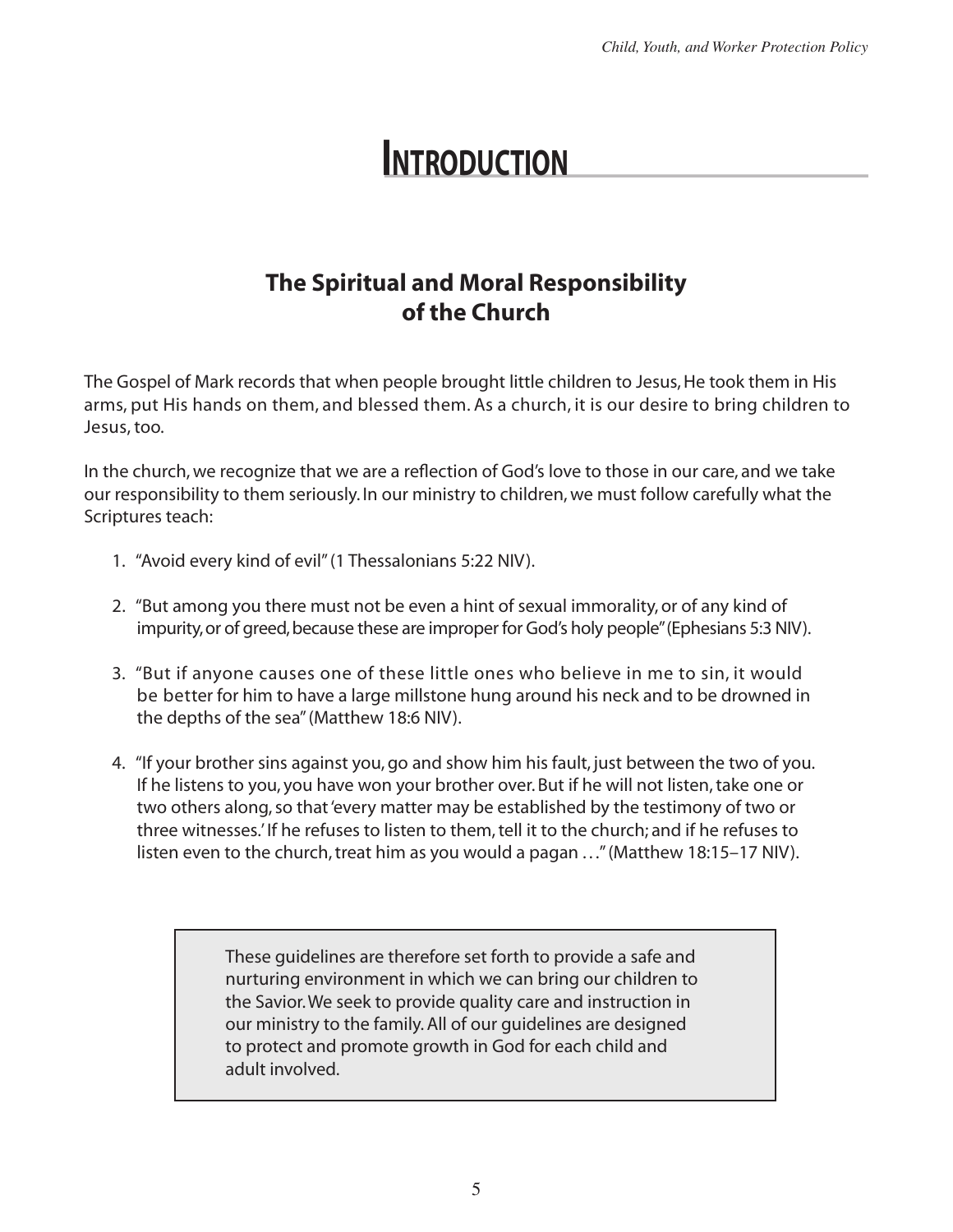# Introduction

## The Spiritual and Moral Responsibility of the Church

The Gospel of Mark records that when people brought little children to Jesus, He took them in His arms, put His hands on them, and blessed them. As a church, it is our desire to bring children to Jesus, too.

In the church, we recognize that we are a reflection of God's love to those in our care, and we take our responsibility to them seriously. In our ministry to children, we must follow carefully what the Scriptures teach:

1. "Avoid every kind of evil" (1 Thessalonians 5:22 NIV).
2. "But among you there must not be even a hint of sexual immorality, or of any kind of impurity, or of greed, because these are improper for God's holy people" (Ephesians 5:3 NIV).
3. "But if anyone causes one of these little ones who believe in me to sin, it would be better for him to have a large millstone hung around his neck and to be drowned in the depths of the sea" (Matthew 18:6 NIV).
4. "If your brother sins against you, go and show him his fault, just between the two of you. If he listens to you, you have won your brother over. But if he will not listen, take one or two others along, so that 'every matter may be established by the testimony of two or three witnesses.' If he refuses to listen to them, tell it to the church; and if he refuses to listen even to the church, treat him as you would a pagan …" (Matthew 18:15–17 NIV).

These guidelines are therefore set forth to provide a safe and nurturing environment in which we can bring our children to the Savior. We seek to provide quality care and instruction in our ministry to the family. All of our guidelines are designed to protect and promote growth in God for each child and adult involved.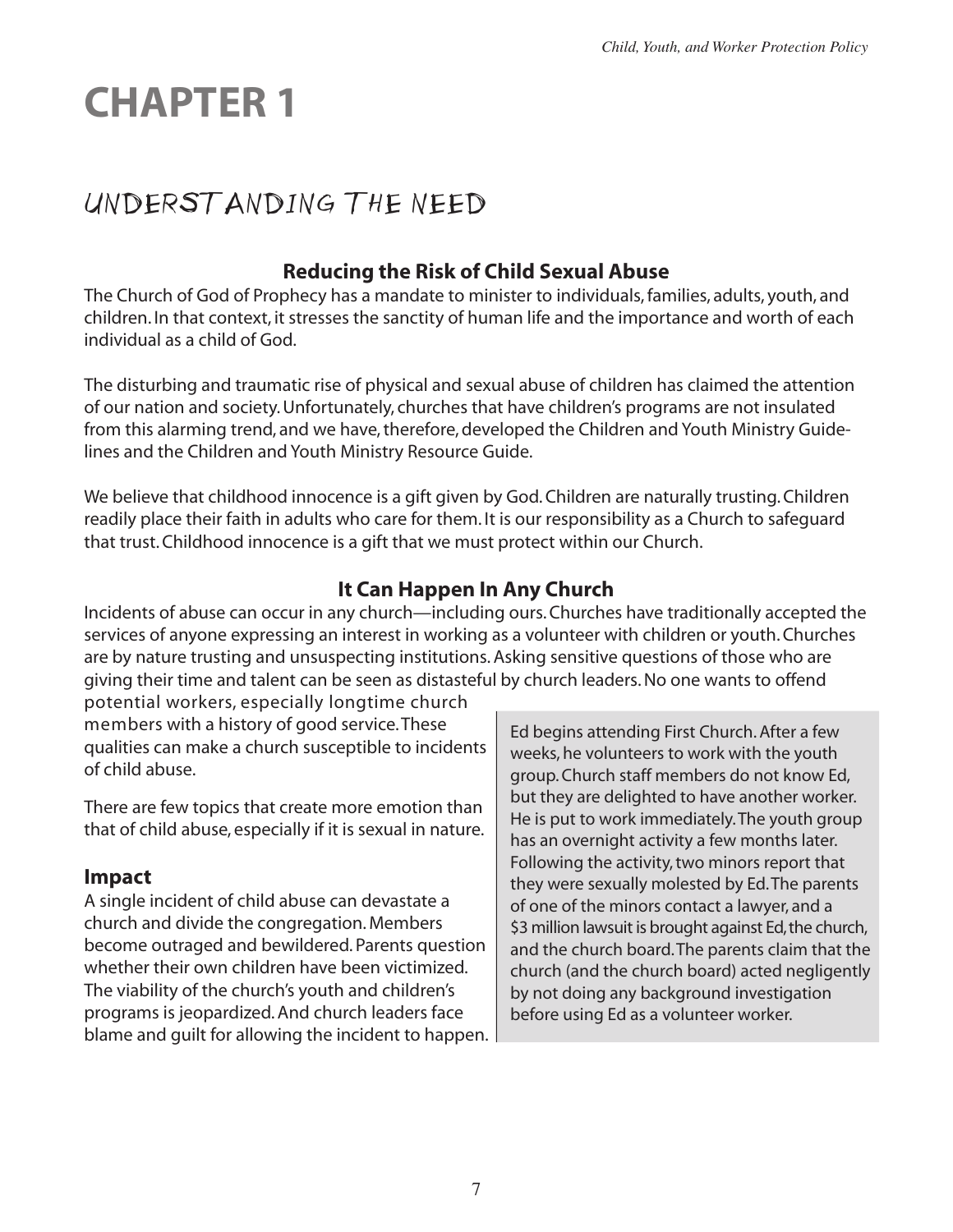# CHAPTER 1

## UNDERSTANDING THE NEED

### Reducing the Risk of Child Sexual Abuse

The Church of God of Prophecy has a mandate to minister to individuals, families, adults, youth, and children. In that context, it stresses the sanctity of human life and the importance and worth of each individual as a child of God.

The disturbing and traumatic rise of physical and sexual abuse of children has claimed the attention of our nation and society. Unfortunately, churches that have children's programs are not insulated from this alarming trend, and we have, therefore, developed the Children and Youth Ministry Guidelines and the Children and Youth Ministry Resource Guide.

We believe that childhood innocence is a gift given by God. Children are naturally trusting. Children readily place their faith in adults who care for them. It is our responsibility as a Church to safeguard that trust. Childhood innocence is a gift that we must protect within our Church.

### It Can Happen In Any Church

Incidents of abuse can occur in any church—including ours. Churches have traditionally accepted the services of anyone expressing an interest in working as a volunteer with children or youth. Churches are by nature trusting and unsuspecting institutions. Asking sensitive questions of those who are giving their time and talent can be seen as distasteful by church leaders. No one wants to offend potential workers, especially longtime church members with a history of good service. These qualities can make a church susceptible to incidents of child abuse.

There are few topics that create more emotion than that of child abuse, especially if it is sexual in nature.

### Impact

A single incident of child abuse can devastate a church and divide the congregation. Members become outraged and bewildered. Parents question whether their own children have been victimized. The viability of the church's youth and children's programs is jeopardized. And church leaders face blame and guilt for allowing the incident to happen.

> Ed begins attending First Church. After a few weeks, he volunteers to work with the youth group. Church staff members do not know Ed, but they are delighted to have another worker. He is put to work immediately. The youth group has an overnight activity a few months later. Following the activity, two minors report that they were sexually molested by Ed. The parents of one of the minors contact a lawyer, and a $3 million lawsuit is brought against Ed, the church, and the church board. The parents claim that the church (and the church board) acted negligently by not doing any background investigation before using Ed as a volunteer worker.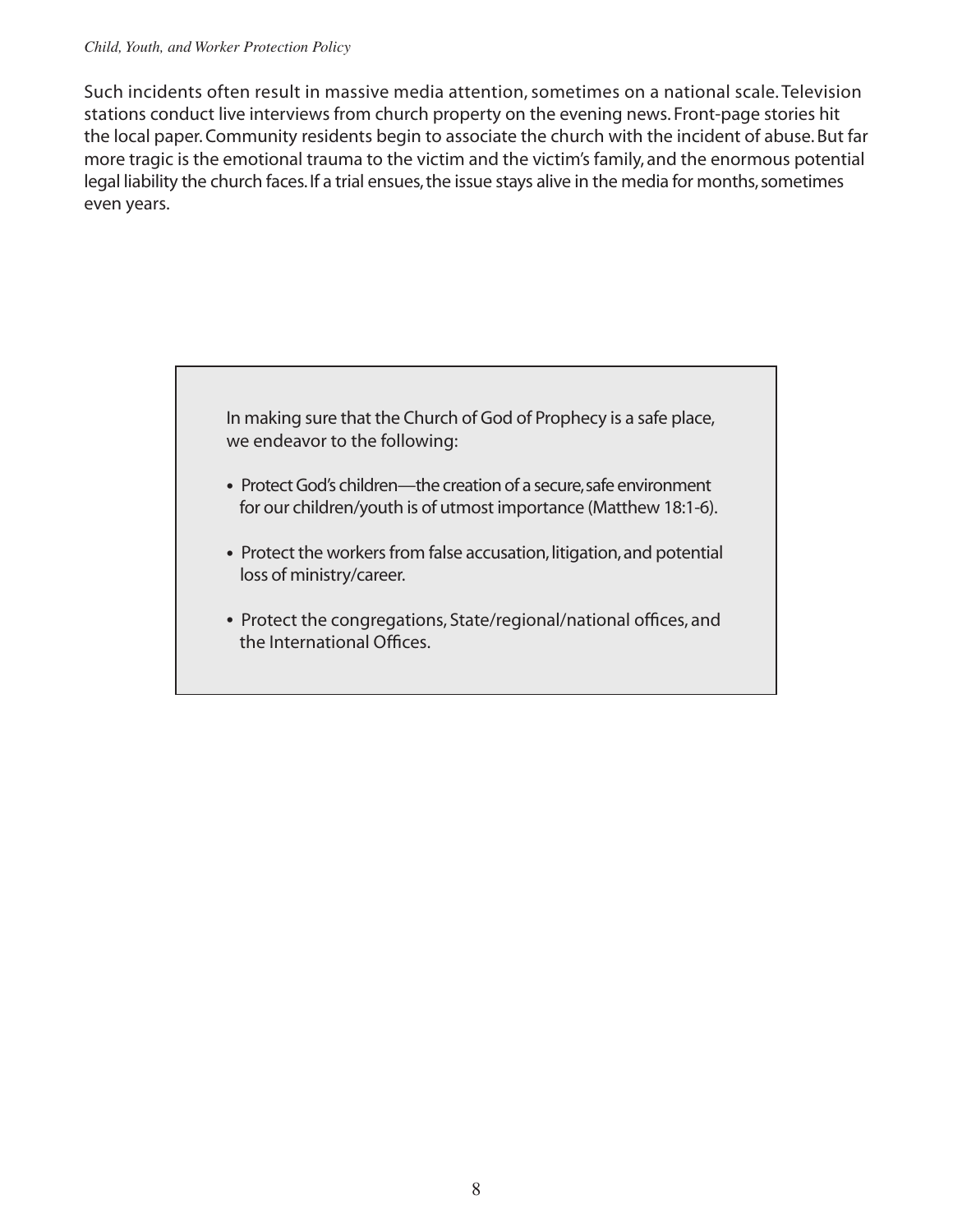Such incidents often result in massive media attention, sometimes on a national scale. Television stations conduct live interviews from church property on the evening news. Front-page stories hit the local paper. Community residents begin to associate the church with the incident of abuse. But far more tragic is the emotional trauma to the victim and the victim's family, and the enormous potential legal liability the church faces. If a trial ensues, the issue stays alive in the media for months, sometimes even years.

> In making sure that the Church of God of Prophecy is a safe place, we endeavor to the following:
>
> - Protect God's children—the creation of a secure, safe environment for our children/youth is of utmost importance (Matthew 18:1-6).
> - Protect the workers from false accusation, litigation, and potential loss of ministry/career.
> - Protect the congregations, State/regional/national offices, and the International Offices.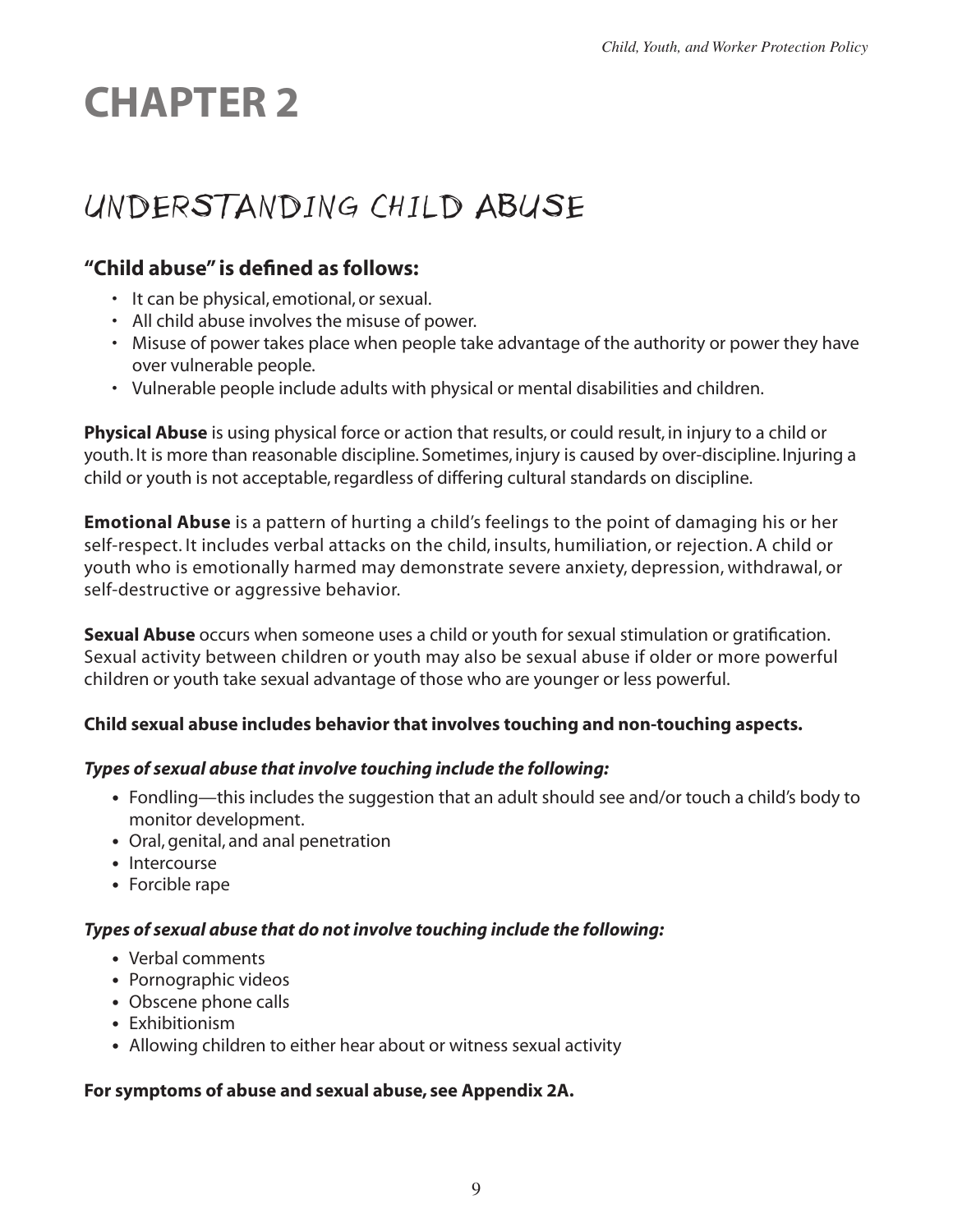# CHAPTER 2

## UNDERSTANDING CHILD ABUSE

### "Child abuse" is defined as follows:

- It can be physical, emotional, or sexual.
- All child abuse involves the misuse of power.
- Misuse of power takes place when people take advantage of the authority or power they have over vulnerable people.
- Vulnerable people include adults with physical or mental disabilities and children.

**Physical Abuse** is using physical force or action that results, or could result, in injury to a child or youth. It is more than reasonable discipline. Sometimes, injury is caused by over-discipline. Injuring a child or youth is not acceptable, regardless of differing cultural standards on discipline.

**Emotional Abuse** is a pattern of hurting a child's feelings to the point of damaging his or her self-respect. It includes verbal attacks on the child, insults, humiliation, or rejection. A child or youth who is emotionally harmed may demonstrate severe anxiety, depression, withdrawal, or self-destructive or aggressive behavior.

**Sexual Abuse** occurs when someone uses a child or youth for sexual stimulation or gratification. Sexual activity between children or youth may also be sexual abuse if older or more powerful children or youth take sexual advantage of those who are younger or less powerful.

**Child sexual abuse includes behavior that involves touching and non-touching aspects.**

***Types of sexual abuse that involve touching include the following:***

- Fondling—this includes the suggestion that an adult should see and/or touch a child's body to monitor development.
- Oral, genital, and anal penetration
- Intercourse
- Forcible rape

***Types of sexual abuse that do not involve touching include the following:***

- Verbal comments
- Pornographic videos
- Obscene phone calls
- Exhibitionism
- Allowing children to either hear about or witness sexual activity

**For symptoms of abuse and sexual abuse, see Appendix 2A.**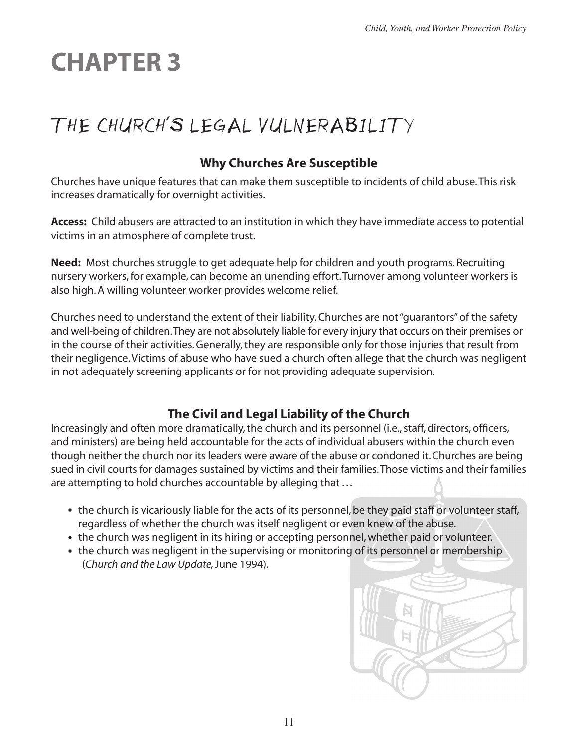# CHAPTER 3

## THE CHURCH'S LEGAL VULNERABILITY

### Why Churches Are Susceptible

Churches have unique features that can make them susceptible to incidents of child abuse. This risk increases dramatically for overnight activities.

**Access:** Child abusers are attracted to an institution in which they have immediate access to potential victims in an atmosphere of complete trust.

**Need:** Most churches struggle to get adequate help for children and youth programs. Recruiting nursery workers, for example, can become an unending effort. Turnover among volunteer workers is also high. A willing volunteer worker provides welcome relief.

Churches need to understand the extent of their liability. Churches are not "guarantors" of the safety and well-being of children. They are not absolutely liable for every injury that occurs on their premises or in the course of their activities. Generally, they are responsible only for those injuries that result from their negligence. Victims of abuse who have sued a church often allege that the church was negligent in not adequately screening applicants or for not providing adequate supervision.

### The Civil and Legal Liability of the Church

Increasingly and often more dramatically, the church and its personnel (i.e., staff, directors, officers, and ministers) are being held accountable for the acts of individual abusers within the church even though neither the church nor its leaders were aware of the abuse or condoned it. Churches are being sued in civil courts for damages sustained by victims and their families. Those victims and their families are attempting to hold churches accountable by alleging that …

- the church is vicariously liable for the acts of its personnel, be they paid staff or volunteer staff, regardless of whether the church was itself negligent or even knew of the abuse.
- the church was negligent in its hiring or accepting personnel, whether paid or volunteer.
- the church was negligent in the supervising or monitoring of its personnel or membership (*Church and the Law Update,* June 1994).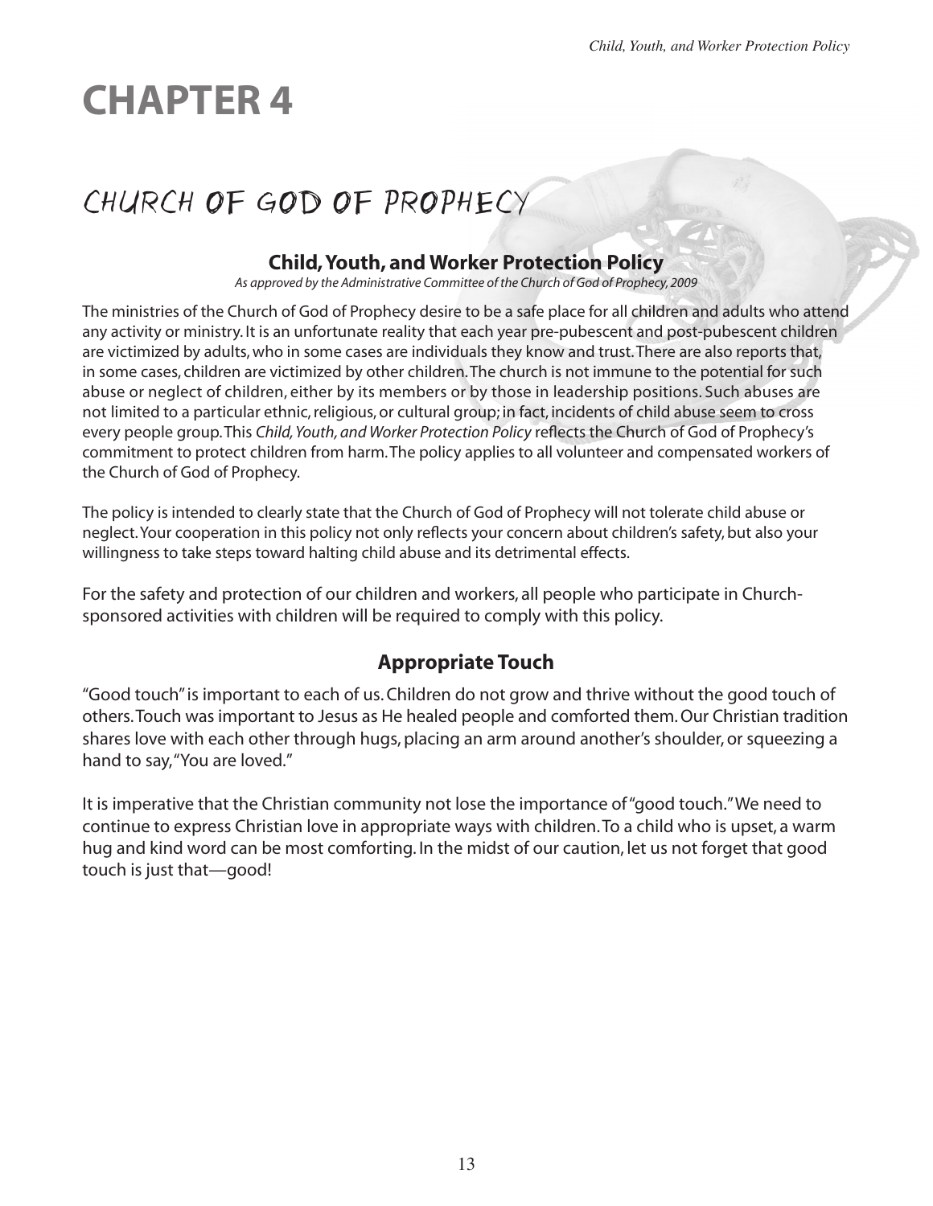# CHAPTER 4

## CHURCH OF GOD OF PROPHECY

### Child, Youth, and Worker Protection Policy

*As approved by the Administrative Committee of the Church of God of Prophecy, 2009*

The ministries of the Church of God of Prophecy desire to be a safe place for all children and adults who attend any activity or ministry. It is an unfortunate reality that each year pre-pubescent and post-pubescent children are victimized by adults, who in some cases are individuals they know and trust. There are also reports that, in some cases, children are victimized by other children. The church is not immune to the potential for such abuse or neglect of children, either by its members or by those in leadership positions. Such abuses are not limited to a particular ethnic, religious, or cultural group; in fact, incidents of child abuse seem to cross every people group. This *Child, Youth, and Worker Protection Policy* reflects the Church of God of Prophecy's commitment to protect children from harm. The policy applies to all volunteer and compensated workers of the Church of God of Prophecy.

The policy is intended to clearly state that the Church of God of Prophecy will not tolerate child abuse or neglect. Your cooperation in this policy not only reflects your concern about children's safety, but also your willingness to take steps toward halting child abuse and its detrimental effects.

For the safety and protection of our children and workers, all people who participate in Church-sponsored activities with children will be required to comply with this policy.

### Appropriate Touch

"Good touch" is important to each of us. Children do not grow and thrive without the good touch of others. Touch was important to Jesus as He healed people and comforted them. Our Christian tradition shares love with each other through hugs, placing an arm around another's shoulder, or squeezing a hand to say, "You are loved."

It is imperative that the Christian community not lose the importance of "good touch." We need to continue to express Christian love in appropriate ways with children. To a child who is upset, a warm hug and kind word can be most comforting. In the midst of our caution, let us not forget that good touch is just that—good!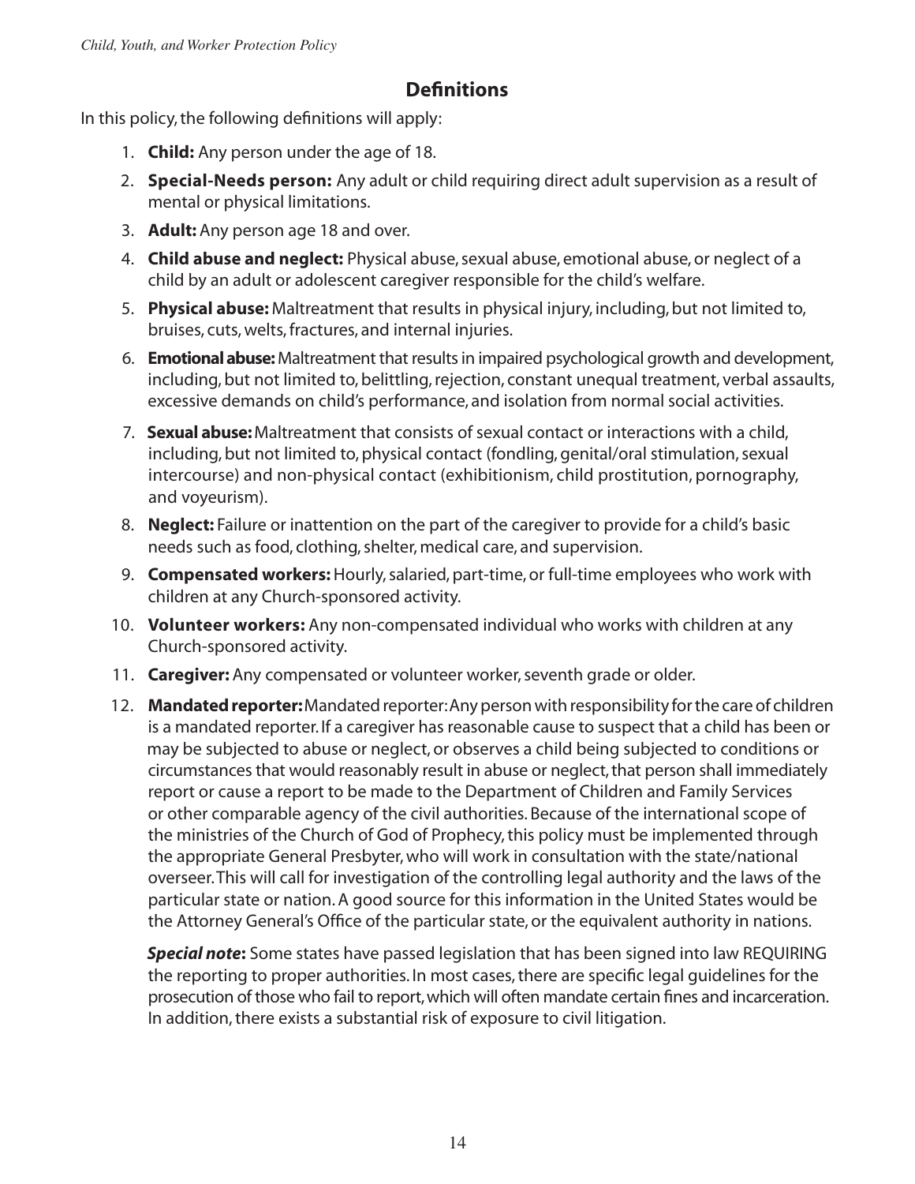## Definitions

In this policy, the following definitions will apply:

1. **Child:** Any person under the age of 18.
2. **Special-Needs person:** Any adult or child requiring direct adult supervision as a result of mental or physical limitations.
3. **Adult:** Any person age 18 and over.
4. **Child abuse and neglect:** Physical abuse, sexual abuse, emotional abuse, or neglect of a child by an adult or adolescent caregiver responsible for the child's welfare.
5. **Physical abuse:** Maltreatment that results in physical injury, including, but not limited to, bruises, cuts, welts, fractures, and internal injuries.
6. **Emotional abuse:** Maltreatment that results in impaired psychological growth and development, including, but not limited to, belittling, rejection, constant unequal treatment, verbal assaults, excessive demands on child's performance, and isolation from normal social activities.
7. **Sexual abuse:** Maltreatment that consists of sexual contact or interactions with a child, including, but not limited to, physical contact (fondling, genital/oral stimulation, sexual intercourse) and non-physical contact (exhibitionism, child prostitution, pornography, and voyeurism).
8. **Neglect:** Failure or inattention on the part of the caregiver to provide for a child's basic needs such as food, clothing, shelter, medical care, and supervision.
9. **Compensated workers:** Hourly, salaried, part-time, or full-time employees who work with children at any Church-sponsored activity.
10. **Volunteer workers:** Any non-compensated individual who works with children at any Church-sponsored activity.
11. **Caregiver:** Any compensated or volunteer worker, seventh grade or older.
12. **Mandated reporter:** Mandated reporter: Any person with responsibility for the care of children is a mandated reporter. If a caregiver has reasonable cause to suspect that a child has been or may be subjected to abuse or neglect, or observes a child being subjected to conditions or circumstances that would reasonably result in abuse or neglect, that person shall immediately report or cause a report to be made to the Department of Children and Family Services or other comparable agency of the civil authorities. Because of the international scope of the ministries of the Church of God of Prophecy, this policy must be implemented through the appropriate General Presbyter, who will work in consultation with the state/national overseer. This will call for investigation of the controlling legal authority and the laws of the particular state or nation. A good source for this information in the United States would be the Attorney General's Office of the particular state, or the equivalent authority in nations.

    ***Special note*:** Some states have passed legislation that has been signed into law REQUIRING the reporting to proper authorities. In most cases, there are specific legal guidelines for the prosecution of those who fail to report, which will often mandate certain fines and incarceration. In addition, there exists a substantial risk of exposure to civil litigation.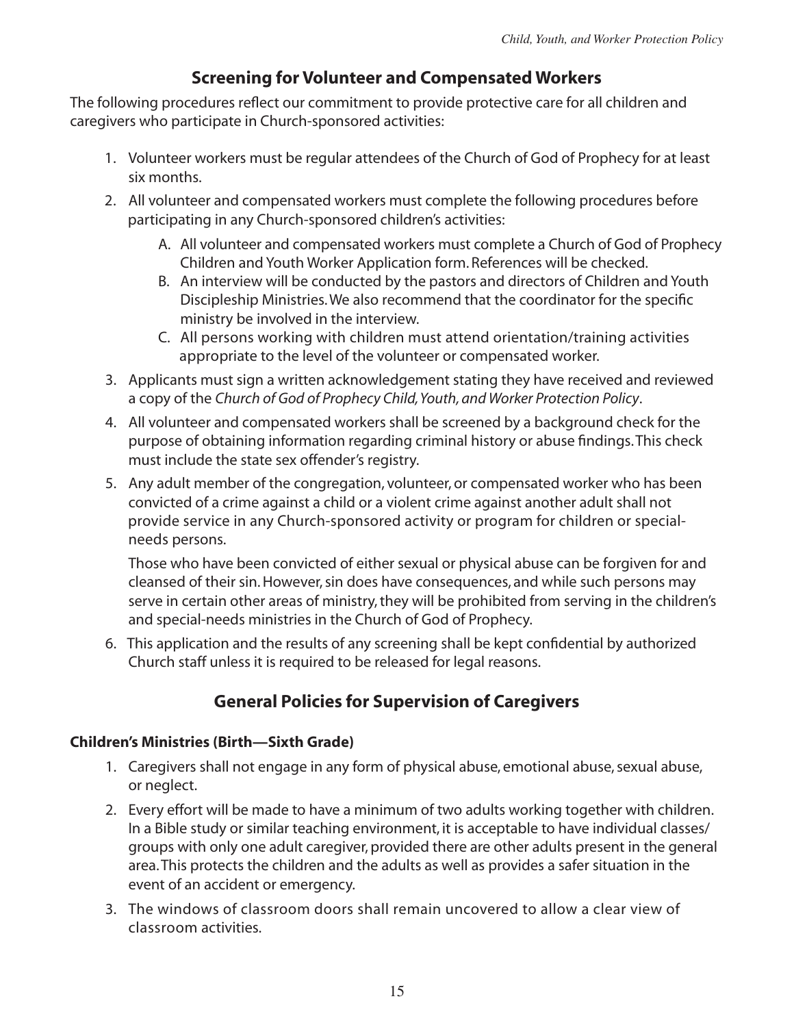## Screening for Volunteer and Compensated Workers

The following procedures reflect our commitment to provide protective care for all children and caregivers who participate in Church-sponsored activities:

1. Volunteer workers must be regular attendees of the Church of God of Prophecy for at least six months.
2. All volunteer and compensated workers must complete the following procedures before participating in any Church-sponsored children's activities:
   A. All volunteer and compensated workers must complete a Church of God of Prophecy Children and Youth Worker Application form. References will be checked.
   B. An interview will be conducted by the pastors and directors of Children and Youth Discipleship Ministries. We also recommend that the coordinator for the specific ministry be involved in the interview.
   C. All persons working with children must attend orientation/training activities appropriate to the level of the volunteer or compensated worker.
3. Applicants must sign a written acknowledgement stating they have received and reviewed a copy of the *Church of God of Prophecy Child, Youth, and Worker Protection Policy*.
4. All volunteer and compensated workers shall be screened by a background check for the purpose of obtaining information regarding criminal history or abuse findings. This check must include the state sex offender's registry.
5. Any adult member of the congregation, volunteer, or compensated worker who has been convicted of a crime against a child or a violent crime against another adult shall not provide service in any Church-sponsored activity or program for children or special-needs persons.

   Those who have been convicted of either sexual or physical abuse can be forgiven for and cleansed of their sin. However, sin does have consequences, and while such persons may serve in certain other areas of ministry, they will be prohibited from serving in the children's and special-needs ministries in the Church of God of Prophecy.
6. This application and the results of any screening shall be kept confidential by authorized Church staff unless it is required to be released for legal reasons.

## General Policies for Supervision of Caregivers

### Children's Ministries (Birth—Sixth Grade)

1. Caregivers shall not engage in any form of physical abuse, emotional abuse, sexual abuse, or neglect.
2. Every effort will be made to have a minimum of two adults working together with children. In a Bible study or similar teaching environment, it is acceptable to have individual classes/groups with only one adult caregiver, provided there are other adults present in the general area. This protects the children and the adults as well as provides a safer situation in the event of an accident or emergency.
3. The windows of classroom doors shall remain uncovered to allow a clear view of classroom activities.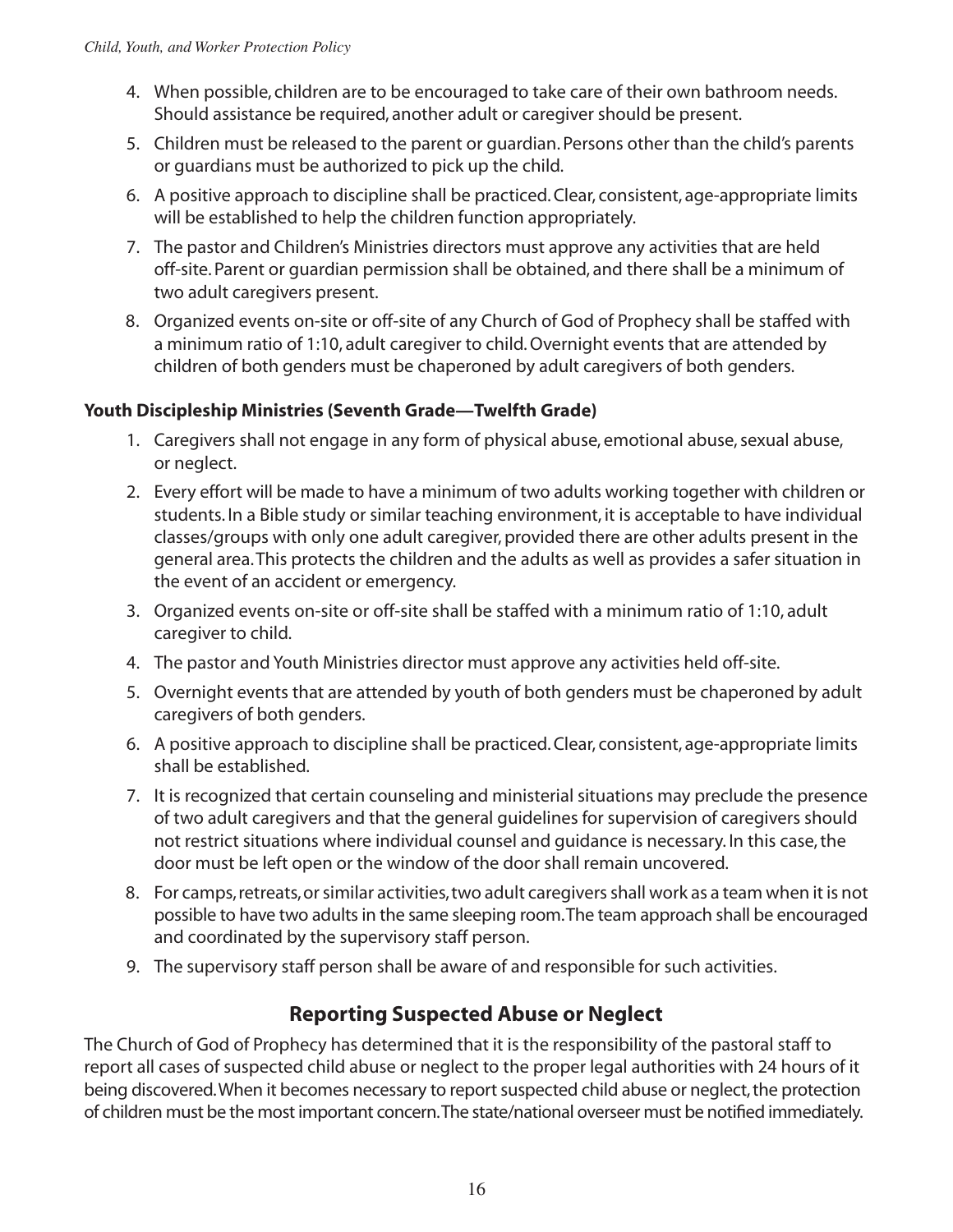4. When possible, children are to be encouraged to take care of their own bathroom needs. Should assistance be required, another adult or caregiver should be present.
5. Children must be released to the parent or guardian. Persons other than the child's parents or guardians must be authorized to pick up the child.
6. A positive approach to discipline shall be practiced. Clear, consistent, age-appropriate limits will be established to help the children function appropriately.
7. The pastor and Children's Ministries directors must approve any activities that are held off-site. Parent or guardian permission shall be obtained, and there shall be a minimum of two adult caregivers present.
8. Organized events on-site or off-site of any Church of God of Prophecy shall be staffed with a minimum ratio of 1:10, adult caregiver to child. Overnight events that are attended by children of both genders must be chaperoned by adult caregivers of both genders.

**Youth Discipleship Ministries (Seventh Grade—Twelfth Grade)**

1. Caregivers shall not engage in any form of physical abuse, emotional abuse, sexual abuse, or neglect.
2. Every effort will be made to have a minimum of two adults working together with children or students. In a Bible study or similar teaching environment, it is acceptable to have individual classes/groups with only one adult caregiver, provided there are other adults present in the general area. This protects the children and the adults as well as provides a safer situation in the event of an accident or emergency.
3. Organized events on-site or off-site shall be staffed with a minimum ratio of 1:10, adult caregiver to child.
4. The pastor and Youth Ministries director must approve any activities held off-site.
5. Overnight events that are attended by youth of both genders must be chaperoned by adult caregivers of both genders.
6. A positive approach to discipline shall be practiced. Clear, consistent, age-appropriate limits shall be established.
7. It is recognized that certain counseling and ministerial situations may preclude the presence of two adult caregivers and that the general guidelines for supervision of caregivers should not restrict situations where individual counsel and guidance is necessary. In this case, the door must be left open or the window of the door shall remain uncovered.
8. For camps, retreats, or similar activities, two adult caregivers shall work as a team when it is not possible to have two adults in the same sleeping room. The team approach shall be encouraged and coordinated by the supervisory staff person.
9. The supervisory staff person shall be aware of and responsible for such activities.

## Reporting Suspected Abuse or Neglect

The Church of God of Prophecy has determined that it is the responsibility of the pastoral staff to report all cases of suspected child abuse or neglect to the proper legal authorities with 24 hours of it being discovered. When it becomes necessary to report suspected child abuse or neglect, the protection of children must be the most important concern. The state/national overseer must be notified immediately.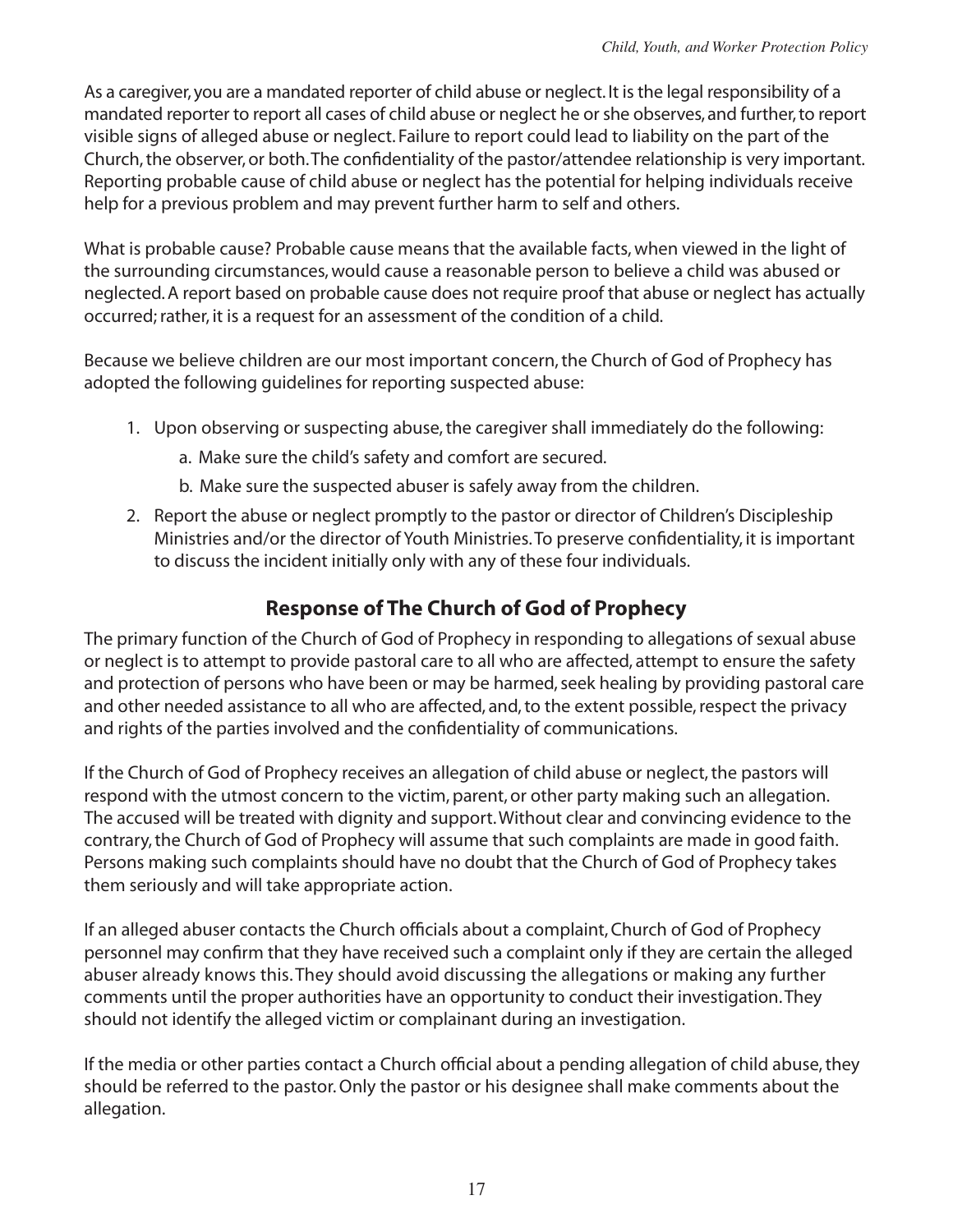As a caregiver, you are a mandated reporter of child abuse or neglect. It is the legal responsibility of a mandated reporter to report all cases of child abuse or neglect he or she observes, and further, to report visible signs of alleged abuse or neglect. Failure to report could lead to liability on the part of the Church, the observer, or both. The confidentiality of the pastor/attendee relationship is very important. Reporting probable cause of child abuse or neglect has the potential for helping individuals receive help for a previous problem and may prevent further harm to self and others.

What is probable cause? Probable cause means that the available facts, when viewed in the light of the surrounding circumstances, would cause a reasonable person to believe a child was abused or neglected. A report based on probable cause does not require proof that abuse or neglect has actually occurred; rather, it is a request for an assessment of the condition of a child.

Because we believe children are our most important concern, the Church of God of Prophecy has adopted the following guidelines for reporting suspected abuse:

1. Upon observing or suspecting abuse, the caregiver shall immediately do the following:
    a. Make sure the child's safety and comfort are secured.
    b. Make sure the suspected abuser is safely away from the children.
2. Report the abuse or neglect promptly to the pastor or director of Children's Discipleship Ministries and/or the director of Youth Ministries. To preserve confidentiality, it is important to discuss the incident initially only with any of these four individuals.

## Response of The Church of God of Prophecy

The primary function of the Church of God of Prophecy in responding to allegations of sexual abuse or neglect is to attempt to provide pastoral care to all who are affected, attempt to ensure the safety and protection of persons who have been or may be harmed, seek healing by providing pastoral care and other needed assistance to all who are affected, and, to the extent possible, respect the privacy and rights of the parties involved and the confidentiality of communications.

If the Church of God of Prophecy receives an allegation of child abuse or neglect, the pastors will respond with the utmost concern to the victim, parent, or other party making such an allegation. The accused will be treated with dignity and support. Without clear and convincing evidence to the contrary, the Church of God of Prophecy will assume that such complaints are made in good faith. Persons making such complaints should have no doubt that the Church of God of Prophecy takes them seriously and will take appropriate action.

If an alleged abuser contacts the Church officials about a complaint, Church of God of Prophecy personnel may confirm that they have received such a complaint only if they are certain the alleged abuser already knows this. They should avoid discussing the allegations or making any further comments until the proper authorities have an opportunity to conduct their investigation. They should not identify the alleged victim or complainant during an investigation.

If the media or other parties contact a Church official about a pending allegation of child abuse, they should be referred to the pastor. Only the pastor or his designee shall make comments about the allegation.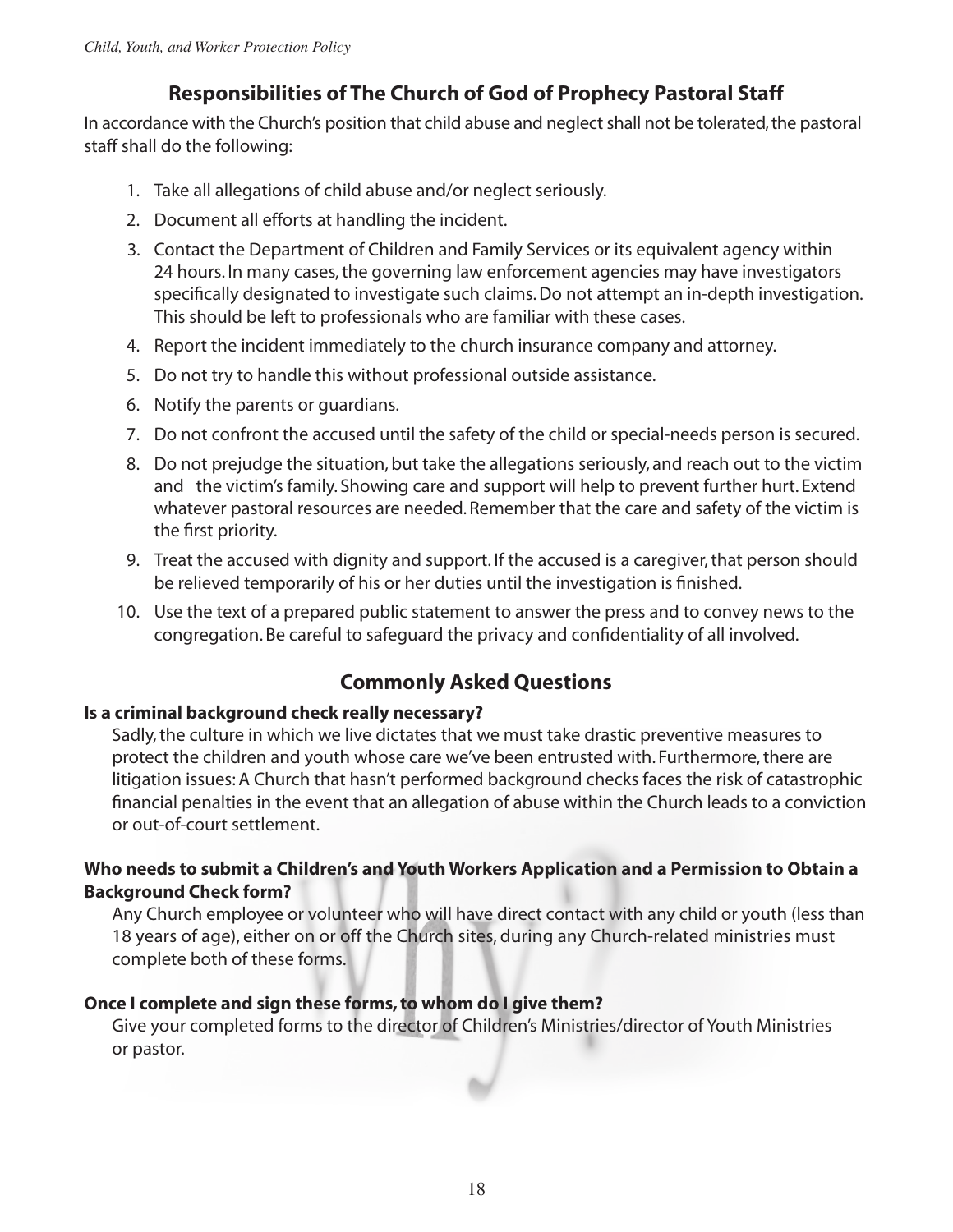## Responsibilities of The Church of God of Prophecy Pastoral Staff

In accordance with the Church's position that child abuse and neglect shall not be tolerated, the pastoral staff shall do the following:

1. Take all allegations of child abuse and/or neglect seriously.
2. Document all efforts at handling the incident.
3. Contact the Department of Children and Family Services or its equivalent agency within 24 hours. In many cases, the governing law enforcement agencies may have investigators specifically designated to investigate such claims. Do not attempt an in-depth investigation. This should be left to professionals who are familiar with these cases.
4. Report the incident immediately to the church insurance company and attorney.
5. Do not try to handle this without professional outside assistance.
6. Notify the parents or guardians.
7. Do not confront the accused until the safety of the child or special-needs person is secured.
8. Do not prejudge the situation, but take the allegations seriously, and reach out to the victim and the victim's family. Showing care and support will help to prevent further hurt. Extend whatever pastoral resources are needed. Remember that the care and safety of the victim is the first priority.
9. Treat the accused with dignity and support. If the accused is a caregiver, that person should be relieved temporarily of his or her duties until the investigation is finished.
10. Use the text of a prepared public statement to answer the press and to convey news to the congregation. Be careful to safeguard the privacy and confidentiality of all involved.

## Commonly Asked Questions

**Is a criminal background check really necessary?**

Sadly, the culture in which we live dictates that we must take drastic preventive measures to protect the children and youth whose care we've been entrusted with. Furthermore, there are litigation issues: A Church that hasn't performed background checks faces the risk of catastrophic financial penalties in the event that an allegation of abuse within the Church leads to a conviction or out-of-court settlement.

**Who needs to submit a Children's and Youth Workers Application and a Permission to Obtain a Background Check form?**

Any Church employee or volunteer who will have direct contact with any child or youth (less than 18 years of age), either on or off the Church sites, during any Church-related ministries must complete both of these forms.

**Once I complete and sign these forms, to whom do I give them?**

Give your completed forms to the director of Children's Ministries/director of Youth Ministries or pastor.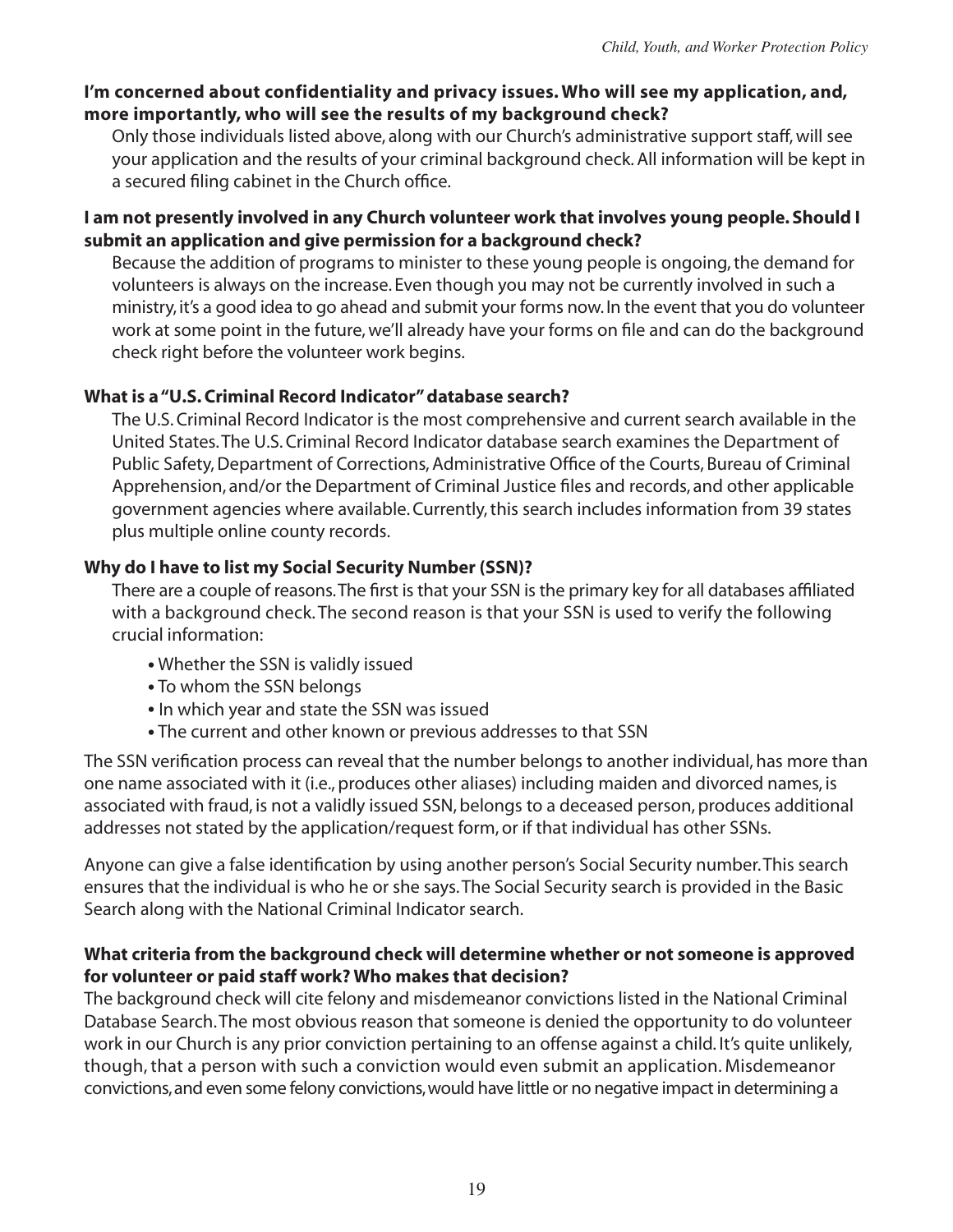**I'm concerned about confidentiality and privacy issues. Who will see my application, and, more importantly, who will see the results of my background check?**

Only those individuals listed above, along with our Church's administrative support staff, will see your application and the results of your criminal background check. All information will be kept in a secured filing cabinet in the Church office.

**I am not presently involved in any Church volunteer work that involves young people. Should I submit an application and give permission for a background check?**

Because the addition of programs to minister to these young people is ongoing, the demand for volunteers is always on the increase. Even though you may not be currently involved in such a ministry, it's a good idea to go ahead and submit your forms now. In the event that you do volunteer work at some point in the future, we'll already have your forms on file and can do the background check right before the volunteer work begins.

**What is a "U.S. Criminal Record Indicator" database search?**

The U.S. Criminal Record Indicator is the most comprehensive and current search available in the United States. The U.S. Criminal Record Indicator database search examines the Department of Public Safety, Department of Corrections, Administrative Office of the Courts, Bureau of Criminal Apprehension, and/or the Department of Criminal Justice files and records, and other applicable government agencies where available. Currently, this search includes information from 39 states plus multiple online county records.

**Why do I have to list my Social Security Number (SSN)?**

There are a couple of reasons. The first is that your SSN is the primary key for all databases affiliated with a background check. The second reason is that your SSN is used to verify the following crucial information:

- Whether the SSN is validly issued
- To whom the SSN belongs
- In which year and state the SSN was issued
- The current and other known or previous addresses to that SSN

The SSN verification process can reveal that the number belongs to another individual, has more than one name associated with it (i.e., produces other aliases) including maiden and divorced names, is associated with fraud, is not a validly issued SSN, belongs to a deceased person, produces additional addresses not stated by the application/request form, or if that individual has other SSNs.

Anyone can give a false identification by using another person's Social Security number. This search ensures that the individual is who he or she says. The Social Security search is provided in the Basic Search along with the National Criminal Indicator search.

**What criteria from the background check will determine whether or not someone is approved for volunteer or paid staff work? Who makes that decision?**

The background check will cite felony and misdemeanor convictions listed in the National Criminal Database Search. The most obvious reason that someone is denied the opportunity to do volunteer work in our Church is any prior conviction pertaining to an offense against a child. It's quite unlikely, though, that a person with such a conviction would even submit an application. Misdemeanor convictions, and even some felony convictions, would have little or no negative impact in determining a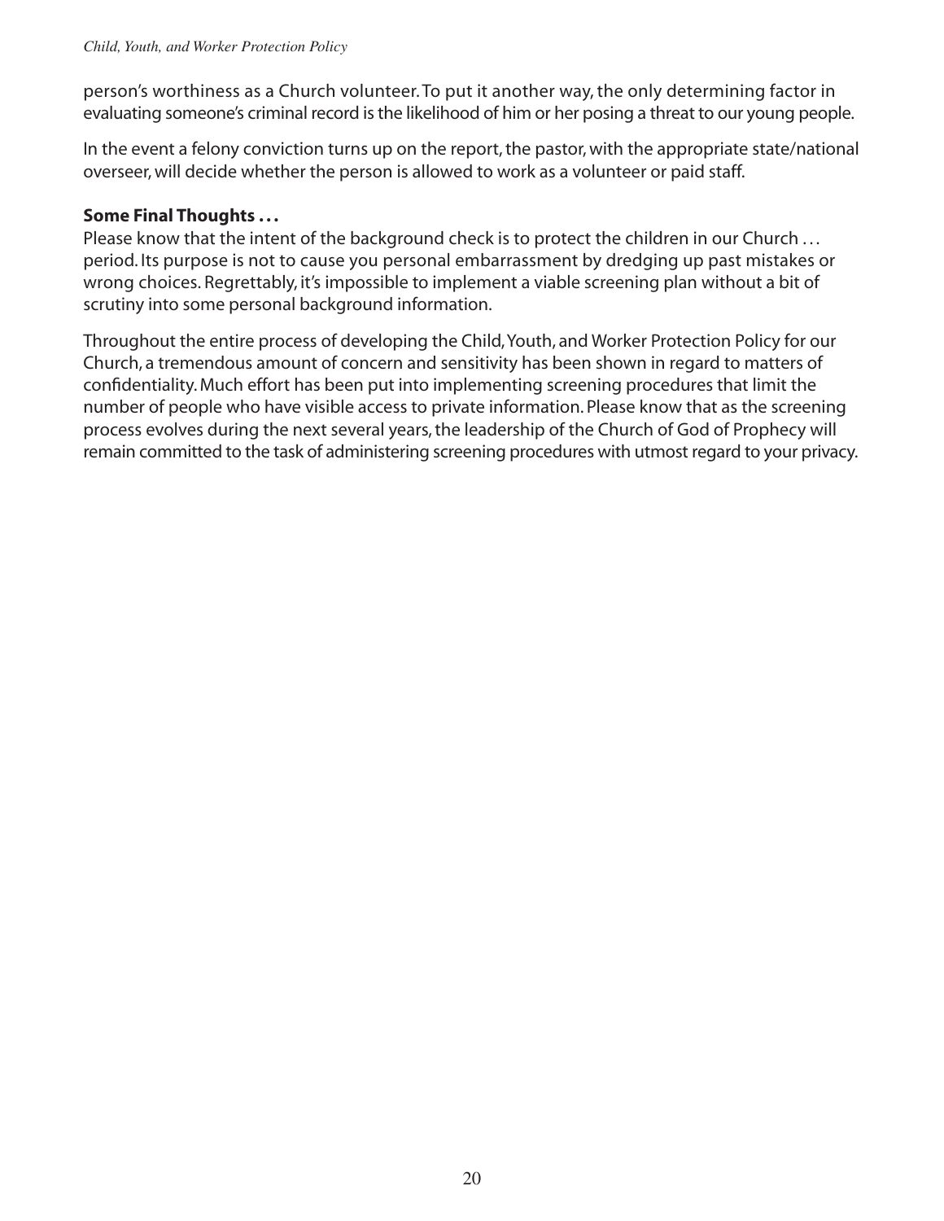person's worthiness as a Church volunteer. To put it another way, the only determining factor in evaluating someone's criminal record is the likelihood of him or her posing a threat to our young people.

In the event a felony conviction turns up on the report, the pastor, with the appropriate state/national overseer, will decide whether the person is allowed to work as a volunteer or paid staff.

**Some Final Thoughts . . .**

Please know that the intent of the background check is to protect the children in our Church . . . period. Its purpose is not to cause you personal embarrassment by dredging up past mistakes or wrong choices. Regrettably, it's impossible to implement a viable screening plan without a bit of scrutiny into some personal background information.

Throughout the entire process of developing the Child, Youth, and Worker Protection Policy for our Church, a tremendous amount of concern and sensitivity has been shown in regard to matters of confidentiality. Much effort has been put into implementing screening procedures that limit the number of people who have visible access to private information. Please know that as the screening process evolves during the next several years, the leadership of the Church of God of Prophecy will remain committed to the task of administering screening procedures with utmost regard to your privacy.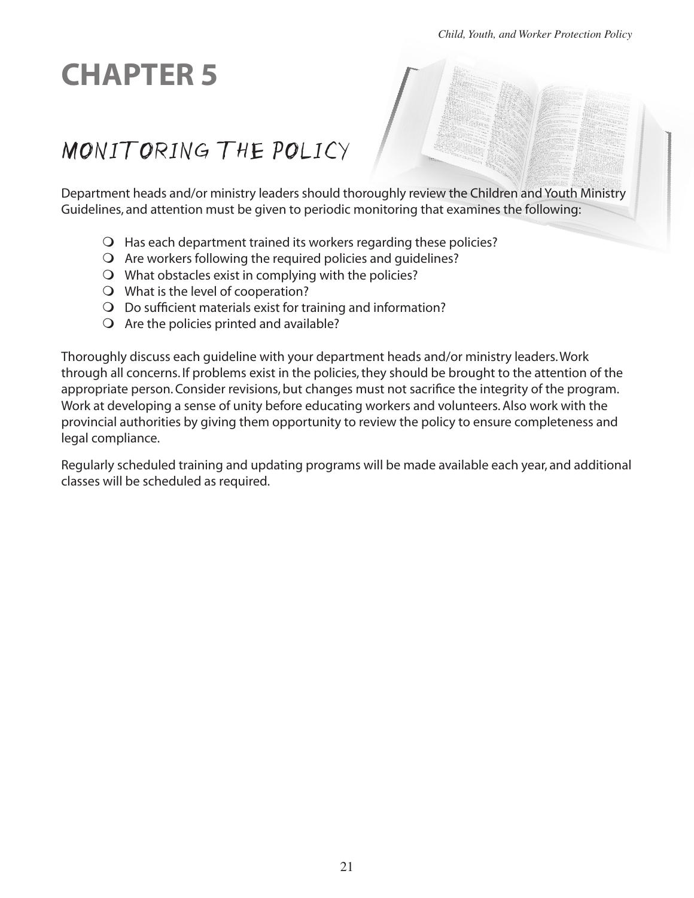# CHAPTER 5

## MONITORING THE POLICY

Department heads and/or ministry leaders should thoroughly review the Children and Youth Ministry Guidelines, and attention must be given to periodic monitoring that examines the following:

- Has each department trained its workers regarding these policies?
- Are workers following the required policies and guidelines?
- What obstacles exist in complying with the policies?
- What is the level of cooperation?
- Do sufficient materials exist for training and information?
- Are the policies printed and available?

Thoroughly discuss each guideline with your department heads and/or ministry leaders. Work through all concerns. If problems exist in the policies, they should be brought to the attention of the appropriate person. Consider revisions, but changes must not sacrifice the integrity of the program. Work at developing a sense of unity before educating workers and volunteers. Also work with the provincial authorities by giving them opportunity to review the policy to ensure completeness and legal compliance.

Regularly scheduled training and updating programs will be made available each year, and additional classes will be scheduled as required.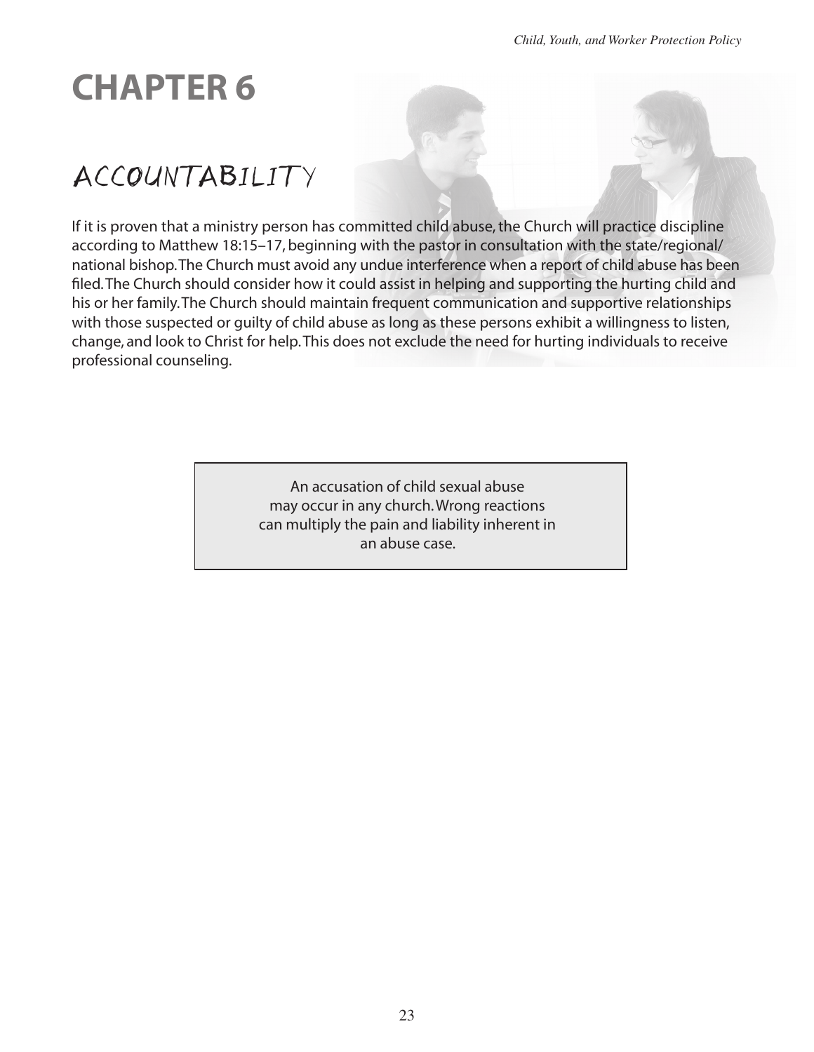# CHAPTER 6

## ACCOUNTABILITY

If it is proven that a ministry person has committed child abuse, the Church will practice discipline according to Matthew 18:15–17, beginning with the pastor in consultation with the state/regional/national bishop. The Church must avoid any undue interference when a report of child abuse has been filed. The Church should consider how it could assist in helping and supporting the hurting child and his or her family. The Church should maintain frequent communication and supportive relationships with those suspected or guilty of child abuse as long as these persons exhibit a willingness to listen, change, and look to Christ for help. This does not exclude the need for hurting individuals to receive professional counseling.

> An accusation of child sexual abuse may occur in any church. Wrong reactions can multiply the pain and liability inherent in an abuse case.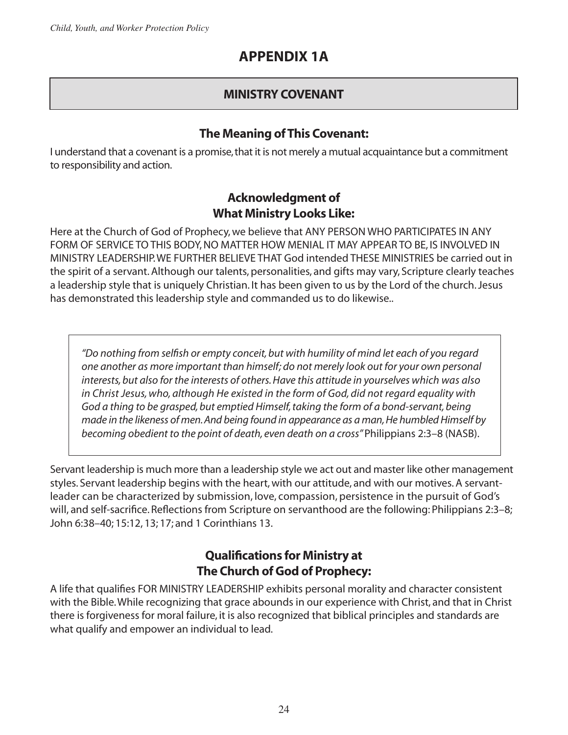# APPENDIX 1A

## MINISTRY COVENANT

### The Meaning of This Covenant:

I understand that a covenant is a promise, that it is not merely a mutual acquaintance but a commitment to responsibility and action.

### Acknowledgment of What Ministry Looks Like:

Here at the Church of God of Prophecy, we believe that ANY PERSON WHO PARTICIPATES IN ANY FORM OF SERVICE TO THIS BODY, NO MATTER HOW MENIAL IT MAY APPEAR TO BE, IS INVOLVED IN MINISTRY LEADERSHIP. WE FURTHER BELIEVE THAT God intended THESE MINISTRIES be carried out in the spirit of a servant. Although our talents, personalities, and gifts may vary, Scripture clearly teaches a leadership style that is uniquely Christian. It has been given to us by the Lord of the church. Jesus has demonstrated this leadership style and commanded us to do likewise..

> *"Do nothing from selfish or empty conceit, but with humility of mind let each of you regard one another as more important than himself; do not merely look out for your own personal interests, but also for the interests of others. Have this attitude in yourselves which was also in Christ Jesus, who, although He existed in the form of God, did not regard equality with God a thing to be grasped, but emptied Himself, taking the form of a bond-servant, being made in the likeness of men. And being found in appearance as a man, He humbled Himself by becoming obedient to the point of death, even death on a cross"* Philippians 2:3–8 (NASB).

Servant leadership is much more than a leadership style we act out and master like other management styles. Servant leadership begins with the heart, with our attitude, and with our motives. A servant-leader can be characterized by submission, love, compassion, persistence in the pursuit of God's will, and self-sacrifice. Reflections from Scripture on servanthood are the following: Philippians 2:3–8; John 6:38–40; 15:12, 13; 17; and 1 Corinthians 13.

### Qualifications for Ministry at The Church of God of Prophecy:

A life that qualifies FOR MINISTRY LEADERSHIP exhibits personal morality and character consistent with the Bible. While recognizing that grace abounds in our experience with Christ, and that in Christ there is forgiveness for moral failure, it is also recognized that biblical principles and standards are what qualify and empower an individual to lead.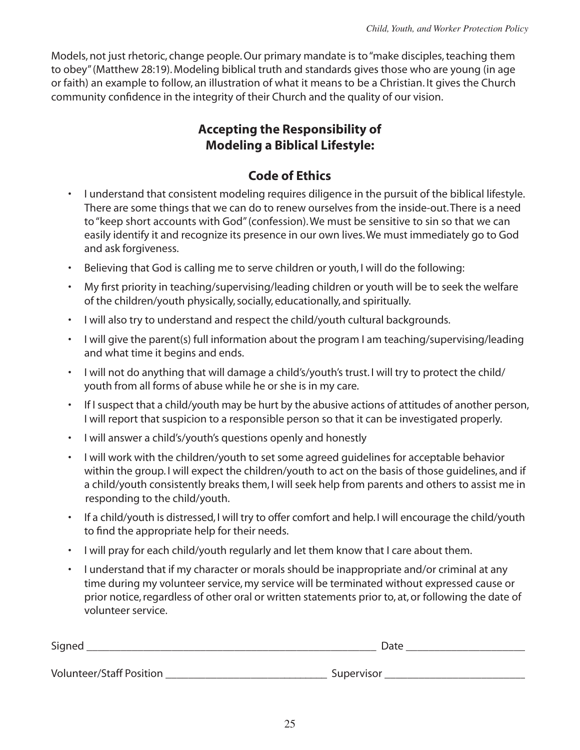Models, not just rhetoric, change people. Our primary mandate is to "make disciples, teaching them to obey" (Matthew 28:19). Modeling biblical truth and standards gives those who are young (in age or faith) an example to follow, an illustration of what it means to be a Christian. It gives the Church community confidence in the integrity of their Church and the quality of our vision.

## Accepting the Responsibility of Modeling a Biblical Lifestyle:

## Code of Ethics

- I understand that consistent modeling requires diligence in the pursuit of the biblical lifestyle. There are some things that we can do to renew ourselves from the inside-out. There is a need to "keep short accounts with God" (confession). We must be sensitive to sin so that we can easily identify it and recognize its presence in our own lives. We must immediately go to God and ask forgiveness.
- Believing that God is calling me to serve children or youth, I will do the following:
- My first priority in teaching/supervising/leading children or youth will be to seek the welfare of the children/youth physically, socially, educationally, and spiritually.
- I will also try to understand and respect the child/youth cultural backgrounds.
- I will give the parent(s) full information about the program I am teaching/supervising/leading and what time it begins and ends.
- I will not do anything that will damage a child's/youth's trust. I will try to protect the child/youth from all forms of abuse while he or she is in my care.
- If I suspect that a child/youth may be hurt by the abusive actions of attitudes of another person, I will report that suspicion to a responsible person so that it can be investigated properly.
- I will answer a child's/youth's questions openly and honestly
- I will work with the children/youth to set some agreed guidelines for acceptable behavior within the group. I will expect the children/youth to act on the basis of those guidelines, and if a child/youth consistently breaks them, I will seek help from parents and others to assist me in responding to the child/youth.
- If a child/youth is distressed, I will try to offer comfort and help. I will encourage the child/youth to find the appropriate help for their needs.
- I will pray for each child/youth regularly and let them know that I care about them.
- I understand that if my character or morals should be inappropriate and/or criminal at any time during my volunteer service, my service will be terminated without expressed cause or prior notice, regardless of other oral or written statements prior to, at, or following the date of volunteer service.

Signed ______________________________________________________ Date _____________________

Volunteer/Staff Position _____________________________ Supervisor _________________________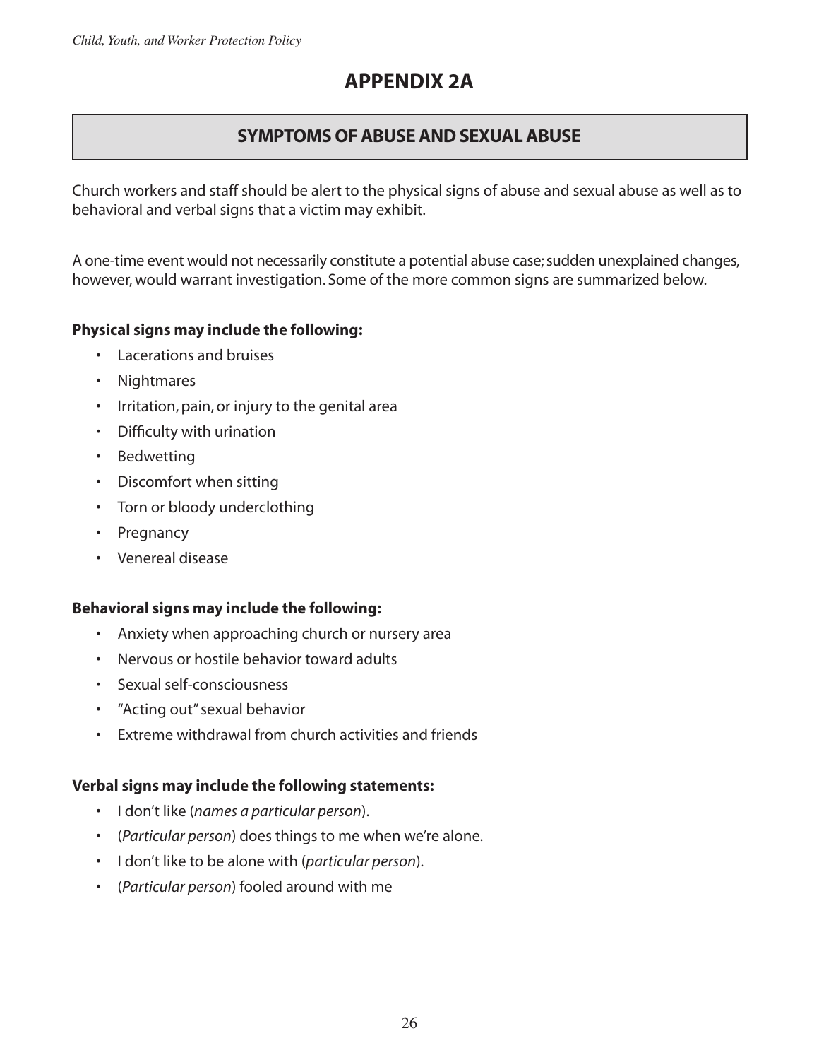# APPENDIX 2A

## SYMPTOMS OF ABUSE AND SEXUAL ABUSE

Church workers and staff should be alert to the physical signs of abuse and sexual abuse as well as to behavioral and verbal signs that a victim may exhibit.

A one-time event would not necessarily constitute a potential abuse case; sudden unexplained changes, however, would warrant investigation. Some of the more common signs are summarized below.

**Physical signs may include the following:**

- Lacerations and bruises
- Nightmares
- Irritation, pain, or injury to the genital area
- Difficulty with urination
- Bedwetting
- Discomfort when sitting
- Torn or bloody underclothing
- Pregnancy
- Venereal disease

**Behavioral signs may include the following:**

- Anxiety when approaching church or nursery area
- Nervous or hostile behavior toward adults
- Sexual self-consciousness
- "Acting out" sexual behavior
- Extreme withdrawal from church activities and friends

**Verbal signs may include the following statements:**

- I don't like (*names a particular person*).
- (*Particular person*) does things to me when we're alone.
- I don't like to be alone with (*particular person*).
- (*Particular person*) fooled around with me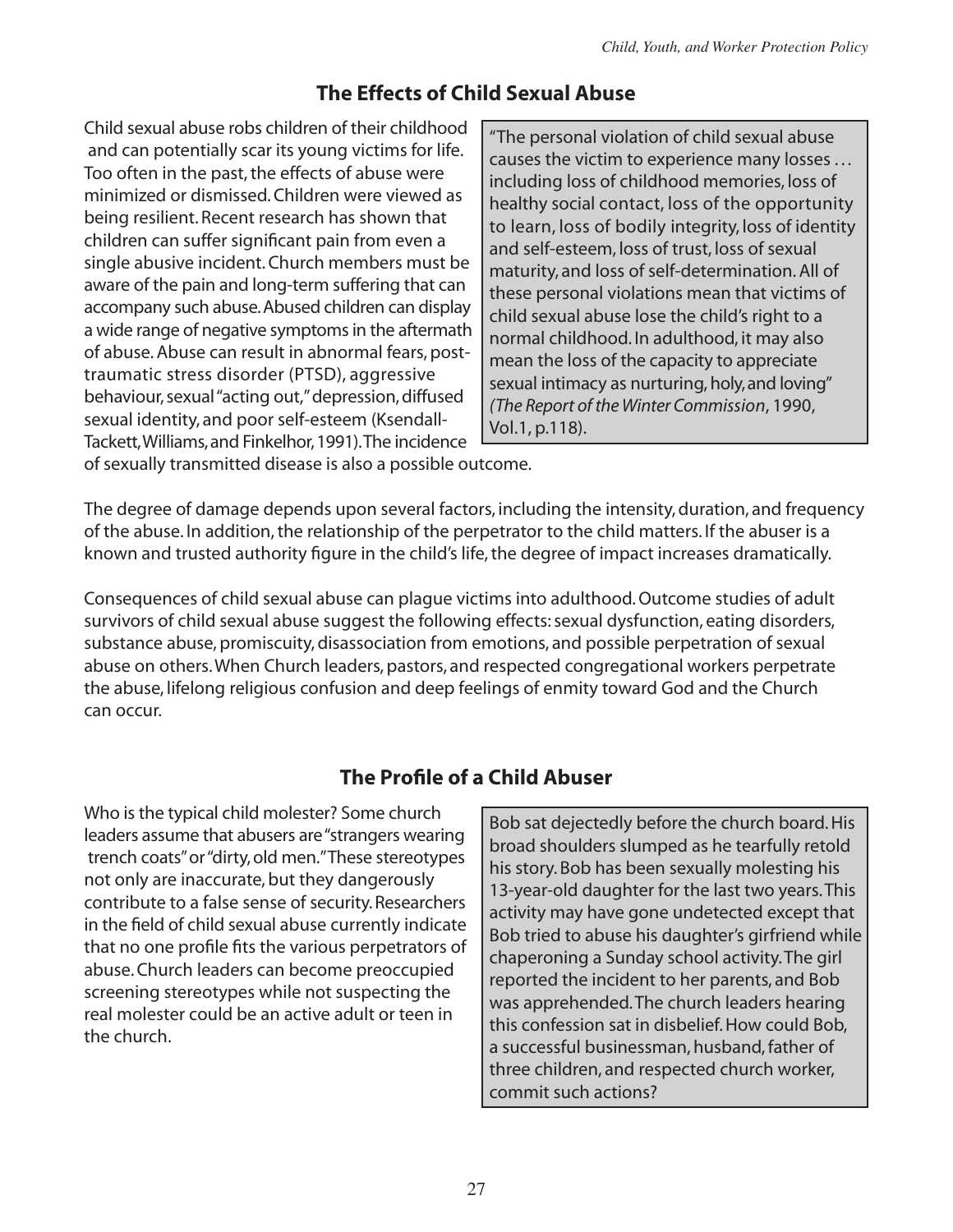## The Effects of Child Sexual Abuse

Child sexual abuse robs children of their childhood and can potentially scar its young victims for life. Too often in the past, the effects of abuse were minimized or dismissed. Children were viewed as being resilient. Recent research has shown that children can suffer significant pain from even a single abusive incident. Church members must be aware of the pain and long-term suffering that can accompany such abuse. Abused children can display a wide range of negative symptoms in the aftermath of abuse. Abuse can result in abnormal fears, post-traumatic stress disorder (PTSD), aggressive behaviour, sexual "acting out," depression, diffused sexual identity, and poor self-esteem (Ksendall-Tackett, Williams, and Finkelhor, 1991). The incidence of sexually transmitted disease is also a possible outcome.

> "The personal violation of child sexual abuse causes the victim to experience many losses ... including loss of childhood memories, loss of healthy social contact, loss of the opportunity to learn, loss of bodily integrity, loss of identity and self-esteem, loss of trust, loss of sexual maturity, and loss of self-determination. All of these personal violations mean that victims of child sexual abuse lose the child's right to a normal childhood. In adulthood, it may also mean the loss of the capacity to appreciate sexual intimacy as nurturing, holy, and loving" (*The Report of the Winter Commission*, 1990, Vol.1, p.118).

The degree of damage depends upon several factors, including the intensity, duration, and frequency of the abuse. In addition, the relationship of the perpetrator to the child matters. If the abuser is a known and trusted authority figure in the child's life, the degree of impact increases dramatically.

Consequences of child sexual abuse can plague victims into adulthood. Outcome studies of adult survivors of child sexual abuse suggest the following effects: sexual dysfunction, eating disorders, substance abuse, promiscuity, disassociation from emotions, and possible perpetration of sexual abuse on others. When Church leaders, pastors, and respected congregational workers perpetrate the abuse, lifelong religious confusion and deep feelings of enmity toward God and the Church can occur.

## The Profile of a Child Abuser

Who is the typical child molester? Some church leaders assume that abusers are "strangers wearing trench coats" or "dirty, old men." These stereotypes not only are inaccurate, but they dangerously contribute to a false sense of security. Researchers in the field of child sexual abuse currently indicate that no one profile fits the various perpetrators of abuse. Church leaders can become preoccupied screening stereotypes while not suspecting the real molester could be an active adult or teen in the church.

> Bob sat dejectedly before the church board. His broad shoulders slumped as he tearfully retold his story. Bob has been sexually molesting his 13-year-old daughter for the last two years. This activity may have gone undetected except that Bob tried to abuse his daughter's girfriend while chaperoning a Sunday school activity. The girl reported the incident to her parents, and Bob was apprehended. The church leaders hearing this confession sat in disbelief. How could Bob, a successful businessman, husband, father of three children, and respected church worker, commit such actions?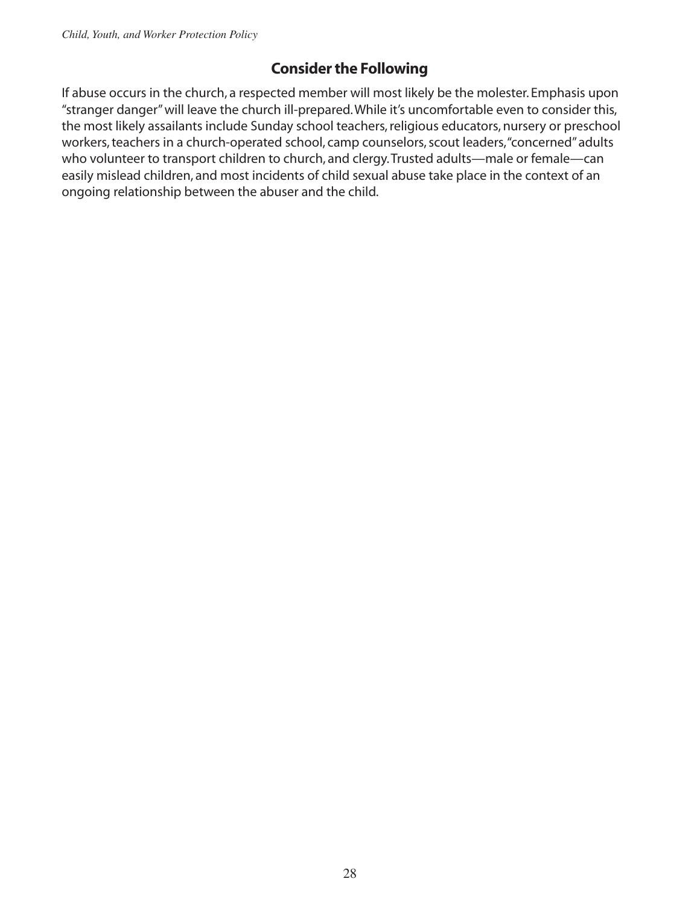## Consider the Following

If abuse occurs in the church, a respected member will most likely be the molester. Emphasis upon "stranger danger" will leave the church ill-prepared. While it's uncomfortable even to consider this, the most likely assailants include Sunday school teachers, religious educators, nursery or preschool workers, teachers in a church-operated school, camp counselors, scout leaders, "concerned" adults who volunteer to transport children to church, and clergy. Trusted adults—male or female—can easily mislead children, and most incidents of child sexual abuse take place in the context of an ongoing relationship between the abuser and the child.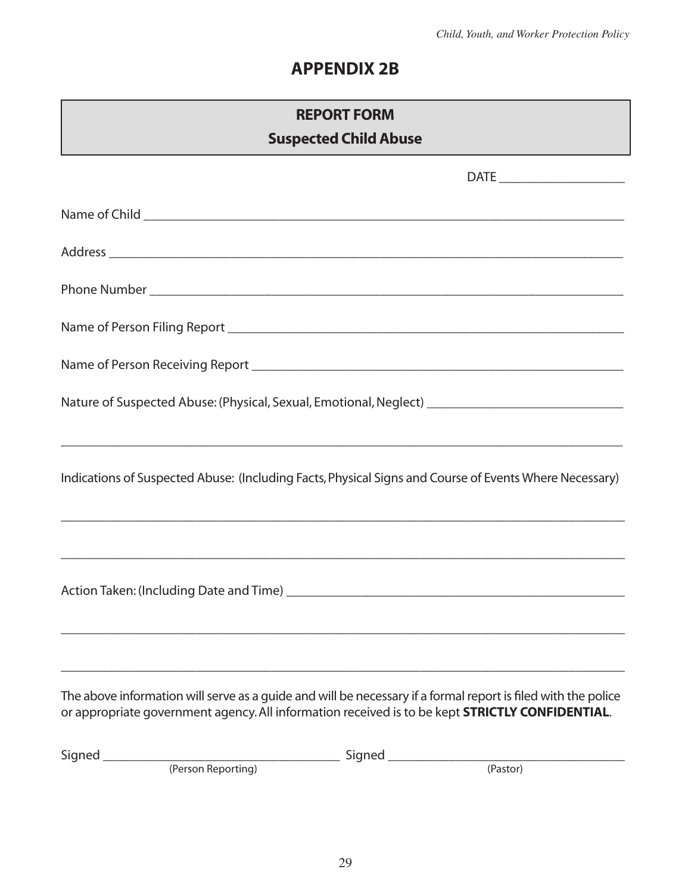# APPENDIX 2B

## REPORT FORM

### Suspected Child Abuse

DATE ___________________

Name of Child ___________________________________________________________________________

Address ________________________________________________________________________________

Phone Number ___________________________________________________________________________

Name of Person Filing Report _____________________________________________________________

Name of Person Receiving Report __________________________________________________________

Nature of Suspected Abuse: (Physical, Sexual, Emotional, Neglect) ______________________________

_______________________________________________________________________________________

Indications of Suspected Abuse: (Including Facts, Physical Signs and Course of Events Where Necessary)

_______________________________________________________________________________________

_______________________________________________________________________________________

Action Taken: (Including Date and Time) _____________________________________________________

_______________________________________________________________________________________

_______________________________________________________________________________________

The above information will serve as a guide and will be necessary if a formal report is filed with the police or appropriate government agency. All information received is to be kept **STRICTLY CONFIDENTIAL**.

Signed ____________________________________ Signed ____________________________________
(Person Reporting) (Pastor)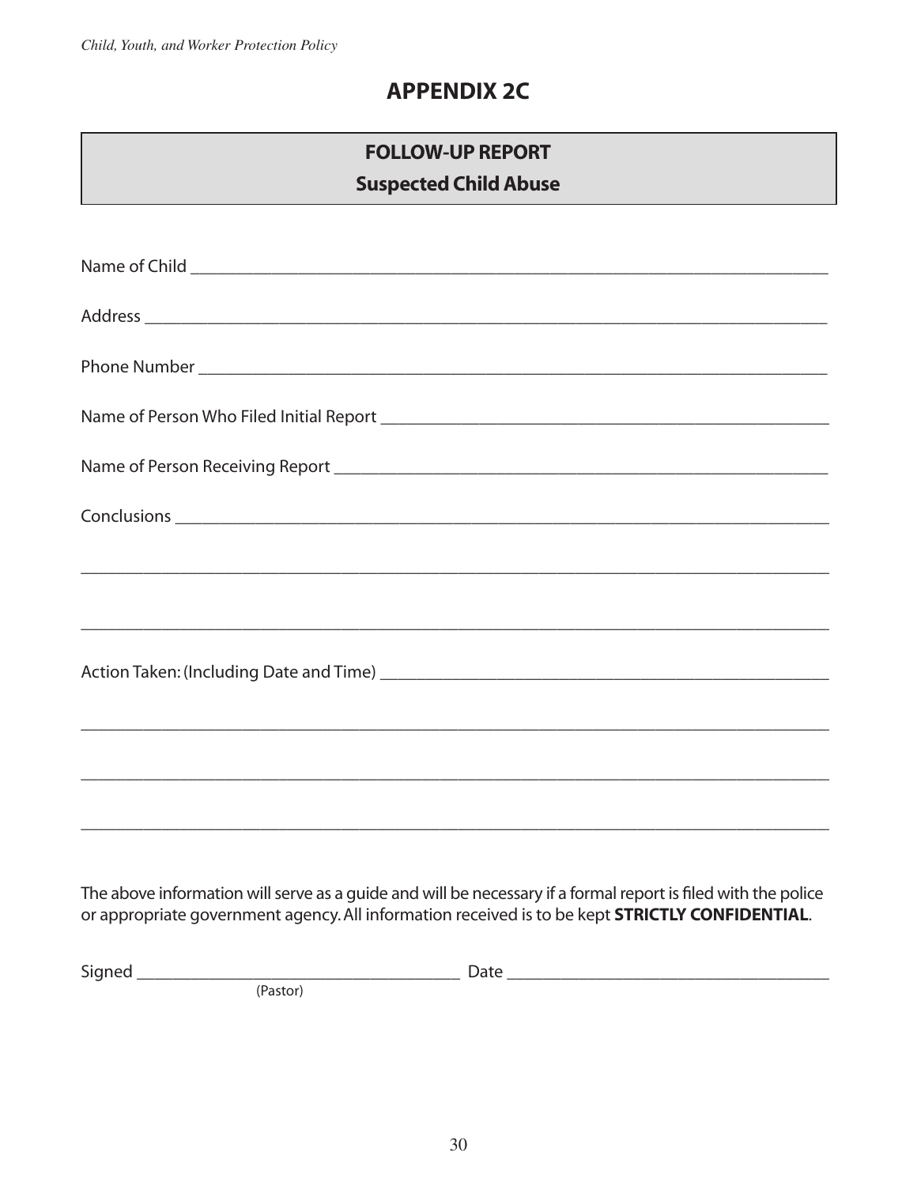# APPENDIX 2C

## FOLLOW-UP REPORT
## Suspected Child Abuse

Name of Child ___________________________________________________________________

Address _________________________________________________________________________

Phone Number ___________________________________________________________________

Name of Person Who Filed Initial Report ____________________________________________

Name of Person Receiving Report _________________________________________________

Conclusions _____________________________________________________________________

_________________________________________________________________________________

_________________________________________________________________________________

Action Taken: (Including Date and Time) ____________________________________________

_________________________________________________________________________________

_________________________________________________________________________________

_________________________________________________________________________________

The above information will serve as a guide and will be necessary if a formal report is filed with the police or appropriate government agency. All information received is to be kept **STRICTLY CONFIDENTIAL**.

Signed ___________________________________ Date ___________________________________
(Pastor)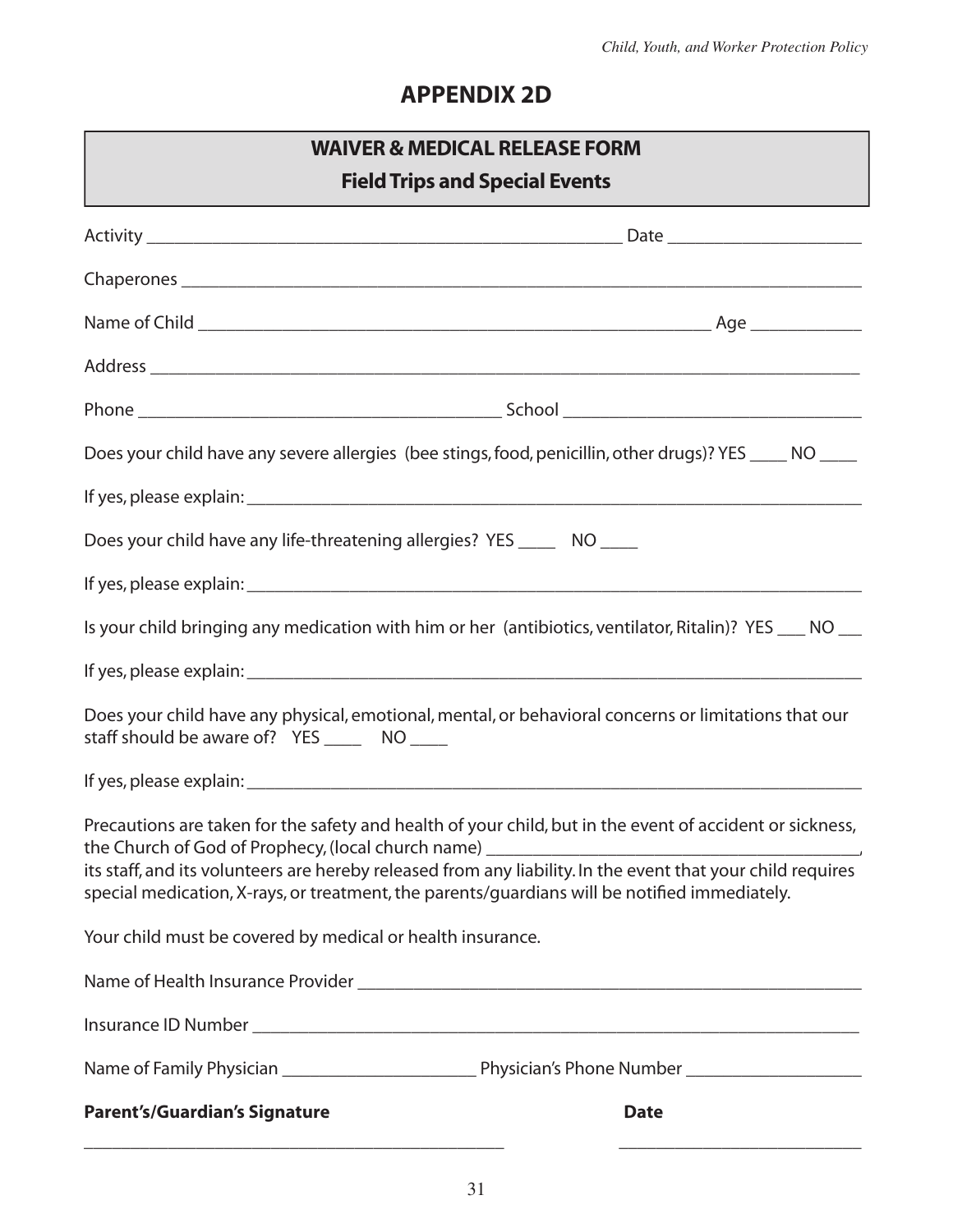## APPENDIX 2D

### WAIVER & MEDICAL RELEASE FORM
**Field Trips and Special Events**

Activity ___________________________________________________ Date ____________________

Chaperones ___________________________________________________________________________

Name of Child ________________________________________________________ Age ___________

Address _______________________________________________________________________________

Phone ________________________________________ School ________________________________

Does your child have any severe allergies (bee stings, food, penicillin, other drugs)? YES ____ NO ____

If yes, please explain: ____________________________________________________________________

Does your child have any life-threatening allergies? YES ____ NO ____

If yes, please explain: ____________________________________________________________________

Is your child bringing any medication with him or her (antibiotics, ventilator, Ritalin)? YES ___ NO ___

If yes, please explain: ____________________________________________________________________

Does your child have any physical, emotional, mental, or behavioral concerns or limitations that our staff should be aware of? YES ____ NO ____

If yes, please explain: ____________________________________________________________________

Precautions are taken for the safety and health of your child, but in the event of accident or sickness, the Church of God of Prophecy, (local church name) ________________________________________, its staff, and its volunteers are hereby released from any liability. In the event that your child requires special medication, X-rays, or treatment, the parents/guardians will be notified immediately.

Your child must be covered by medical or health insurance.

Name of Health Insurance Provider ____________________________________________________

Insurance ID Number _____________________________________________________________________

Name of Family Physician _____________________ Physician's Phone Number ___________________

**Parent's/Guardian's Signature** **Date**

_____________________________________________ ___________________________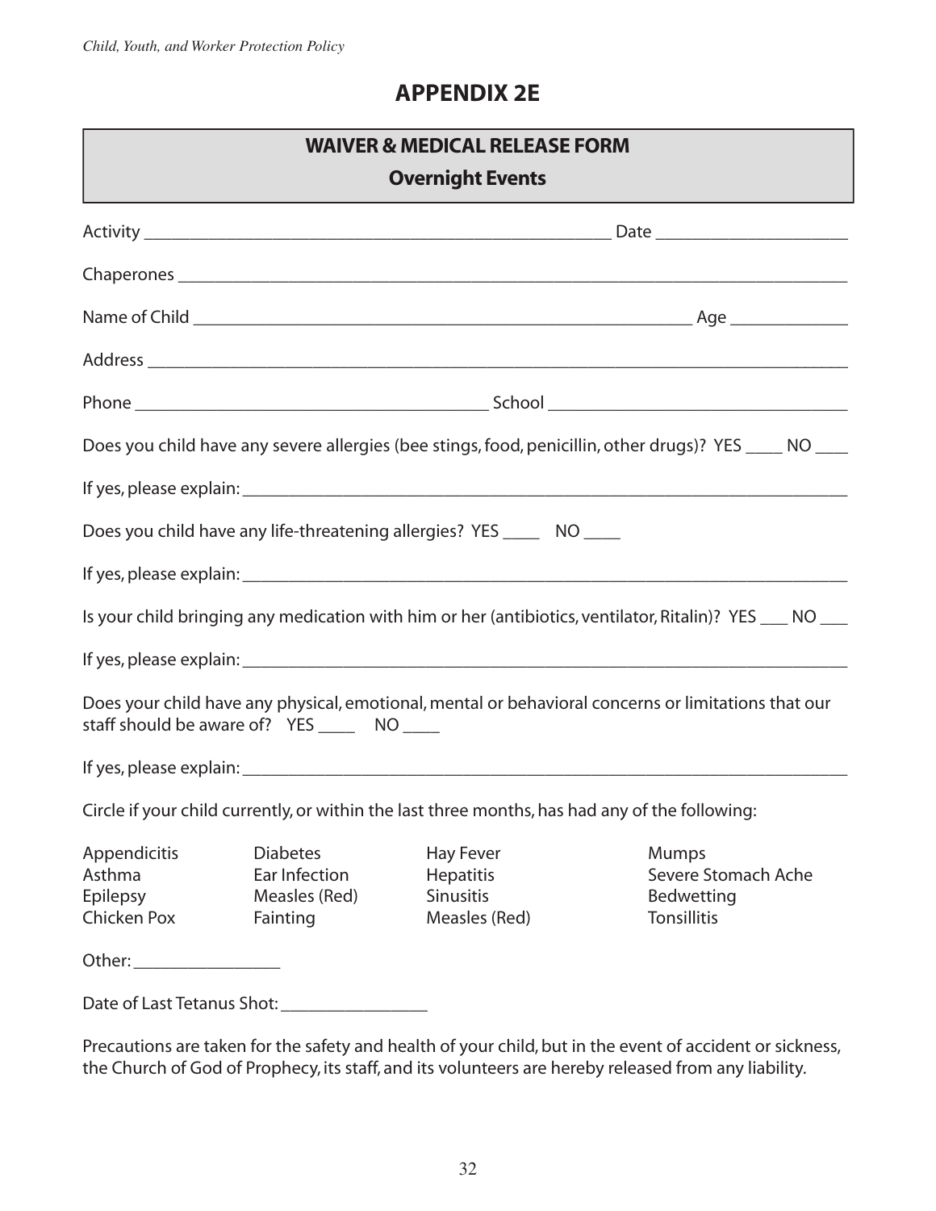# APPENDIX 2E

## WAIVER & MEDICAL RELEASE FORM

### Overnight Events

Activity ____________________________________________________ Date ____________________

Chaperones ___________________________________________________________________________

Name of Child _____________________________________________________ Age ____________

Address ______________________________________________________________________________

Phone ______________________________________ School _______________________________

Does you child have any severe allergies (bee stings, food, penicillin, other drugs)? YES ____ NO ____

If yes, please explain: _____________________________________________________________

Does you child have any life-threatening allergies? YES ____ NO ____

If yes, please explain: _____________________________________________________________

Is your child bringing any medication with him or her (antibiotics, ventilator, Ritalin)? YES ___ NO ___

If yes, please explain: _____________________________________________________________

Does your child have any physical, emotional, mental or behavioral concerns or limitations that our staff should be aware of? YES ____ NO ____

If yes, please explain: _____________________________________________________________

Circle if your child currently, or within the last three months, has had any of the following:

| | | | |
|---|---|---|---|
| Appendicitis | Diabetes | Hay Fever | Mumps |
| Asthma | Ear Infection | Hepatitis | Severe Stomach Ache |
| Epilepsy | Measles (Red) | Sinusitis | Bedwetting |
| Chicken Pox | Fainting | Measles (Red) | Tonsillitis |

Other: ________________

Date of Last Tetanus Shot: ________________

Precautions are taken for the safety and health of your child, but in the event of accident or sickness, the Church of God of Prophecy, its staff, and its volunteers are hereby released from any liability.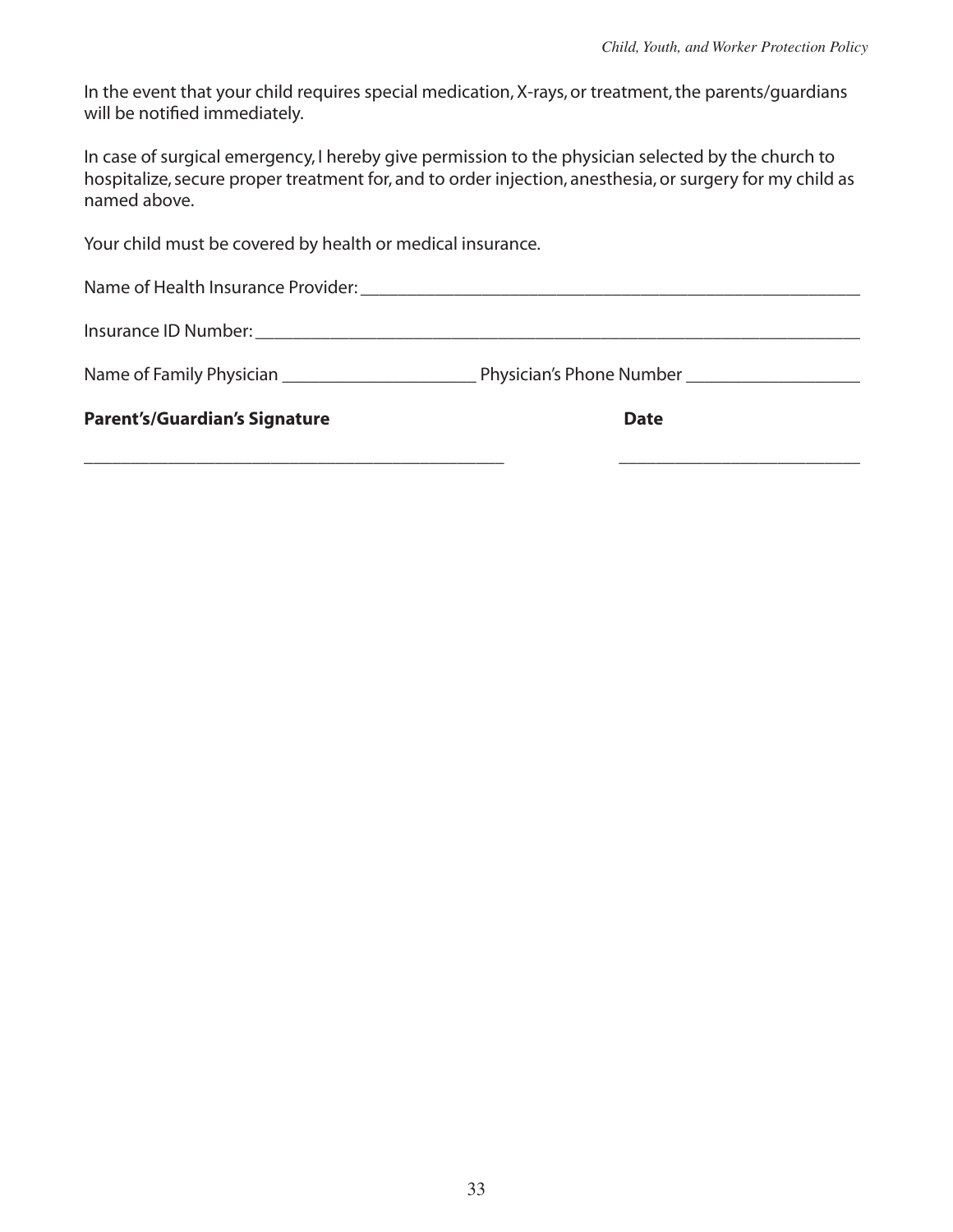In the event that your child requires special medication, X-rays, or treatment, the parents/guardians will be notified immediately.

In case of surgical emergency, I hereby give permission to the physician selected by the church to hospitalize, secure proper treatment for, and to order injection, anesthesia, or surgery for my child as named above.

Your child must be covered by health or medical insurance.

Name of Health Insurance Provider: ________________________________________________

Insurance ID Number: ____________________________________________________________

Name of Family Physician ____________________ Physician's Phone Number __________________

**Parent's/Guardian's Signature** **Date**

_____________________________________________ __________________________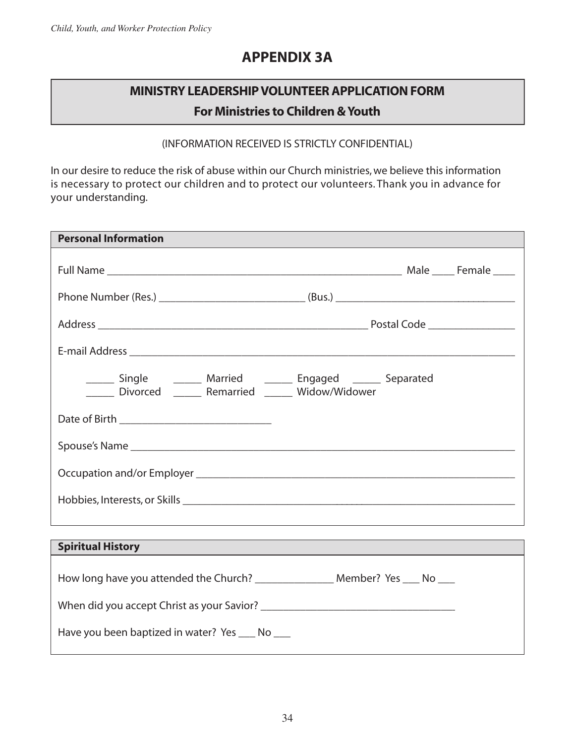# APPENDIX 3A

## MINISTRY LEADERSHIP VOLUNTEER APPLICATION FORM

**For Ministries to Children & Youth**

(INFORMATION RECEIVED IS STRICTLY CONFIDENTIAL)

In our desire to reduce the risk of abuse within our Church ministries, we believe this information is necessary to protect our children and to protect our volunteers. Thank you in advance for your understanding.

### Personal Information

Full Name ________________________________________________ Male ____ Female ____

Phone Number (Res.) _____________________ (Bus.) __________________________

Address ________________________________________ Postal Code _____________

E-mail Address ____________________________________________________________

_____ Single _____ Married _____ Engaged _____ Separated
_____ Divorced _____ Remarried _____ Widow/Widower

Date of Birth _______________________

Spouse's Name ____________________________________________________________

Occupation and/or Employer _________________________________________________

Hobbies, Interests, or Skills _________________________________________________

### Spiritual History

How long have you attended the Church? ____________ Member? Yes ___ No ___

When did you accept Christ as your Savior? _____________________________

Have you been baptized in water? Yes ___ No ___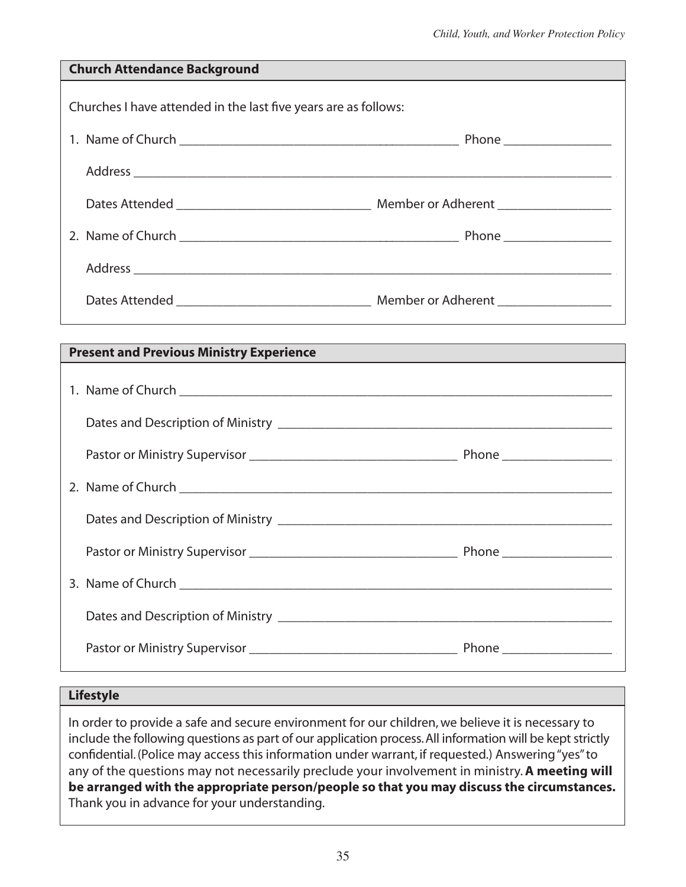## Church Attendance Background

Churches I have attended in the last five years are as follows:

1. Name of Church ________________________________________ Phone ________________

   Address ________________________________________________________________________

   Dates Attended ____________________________ Member or Adherent ________________

2. Name of Church ________________________________________ Phone ________________

   Address ________________________________________________________________________

   Dates Attended ____________________________ Member or Adherent ________________

## Present and Previous Ministry Experience

1. Name of Church ______________________________________________________________

   Dates and Description of Ministry ________________________________________________

   Pastor or Ministry Supervisor ______________________________ Phone ________________

2. Name of Church ______________________________________________________________

   Dates and Description of Ministry ________________________________________________

   Pastor or Ministry Supervisor ______________________________ Phone ________________

3. Name of Church ______________________________________________________________

   Dates and Description of Ministry ________________________________________________

   Pastor or Ministry Supervisor ______________________________ Phone ________________

## Lifestyle

In order to provide a safe and secure environment for our children, we believe it is necessary to include the following questions as part of our application process. All information will be kept strictly confidential. (Police may access this information under warrant, if requested.) Answering "yes" to any of the questions may not necessarily preclude your involvement in ministry. **A meeting will be arranged with the appropriate person/people so that you may discuss the circumstances.** Thank you in advance for your understanding.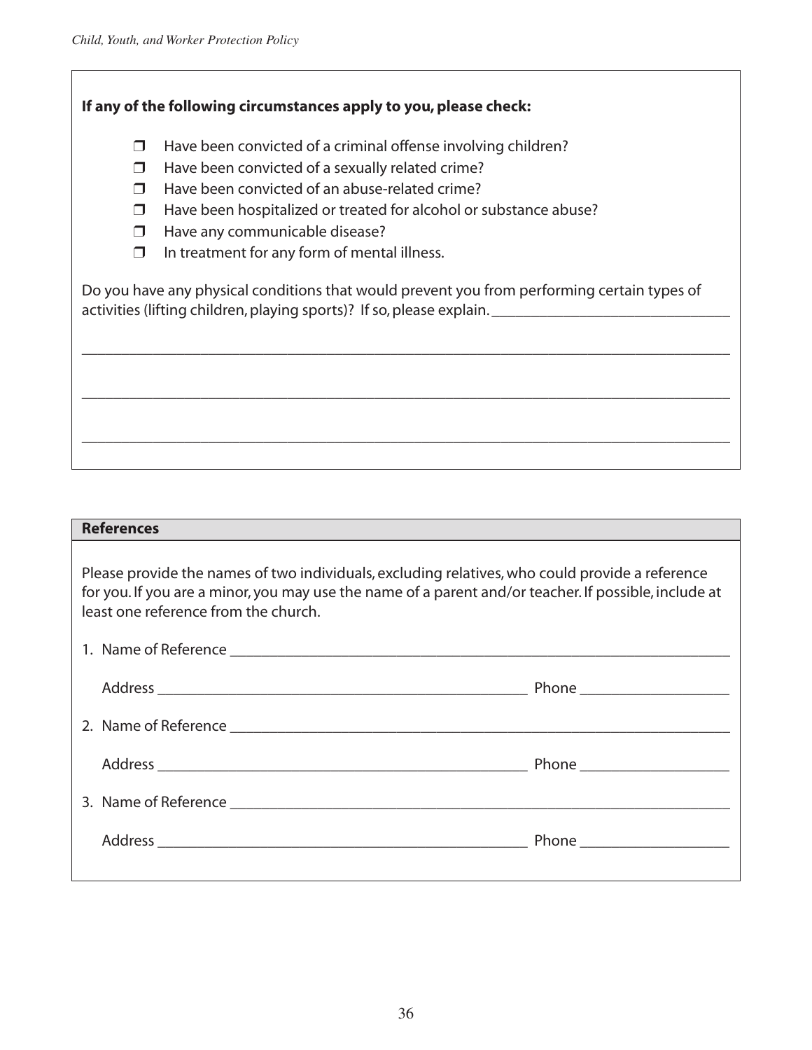**If any of the following circumstances apply to you, please check:**

- ❒ Have been convicted of a criminal offense involving children?
- ❒ Have been convicted of a sexually related crime?
- ❒ Have been convicted of an abuse-related crime?
- ❒ Have been hospitalized or treated for alcohol or substance abuse?
- ❒ Have any communicable disease?
- ❒ In treatment for any form of mental illness.

Do you have any physical conditions that would prevent you from performing certain types of activities (lifting children, playing sports)? If so, please explain. ______________________________

_____________________________________________________________________________________

_____________________________________________________________________________________

_____________________________________________________________________________________

**References**

Please provide the names of two individuals, excluding relatives, who could provide a reference for you. If you are a minor, you may use the name of a parent and/or teacher. If possible, include at least one reference from the church.

1. Name of Reference _______________________________________________________________

   Address ______________________________________________ Phone __________________

2. Name of Reference _______________________________________________________________

   Address ______________________________________________ Phone __________________

3. Name of Reference _______________________________________________________________

   Address ______________________________________________ Phone __________________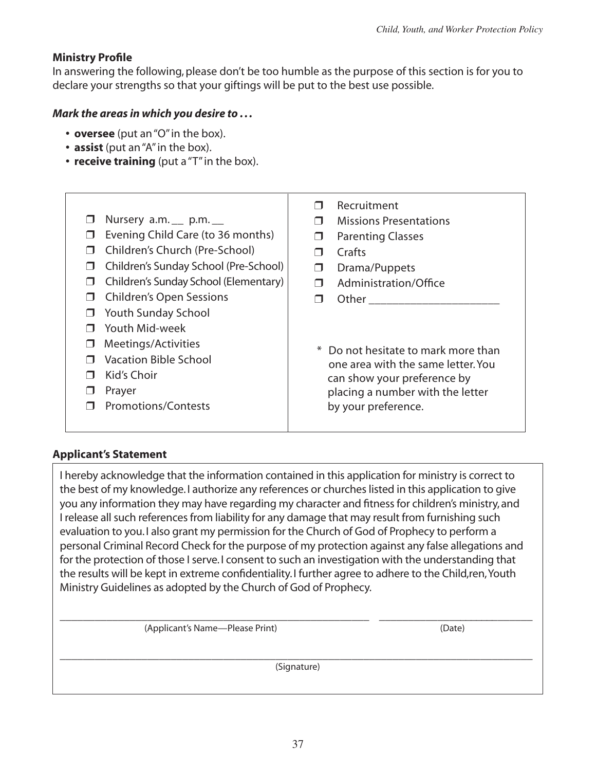**Ministry Profile**

In answering the following, please don't be too humble as the purpose of this section is for you to declare your strengths so that your giftings will be put to the best use possible.

***Mark the areas in which you desire to . . .***

- **oversee** (put an "O" in the box).
- **assist** (put an "A" in the box).
- **receive training** (put a "T" in the box).

- ❐ Nursery a.m. __ p.m. __
- ❐ Evening Child Care (to 36 months)
- ❐ Children's Church (Pre-School)
- ❐ Children's Sunday School (Pre-School)
- ❐ Children's Sunday School (Elementary)
- ❐ Children's Open Sessions
- ❐ Youth Sunday School
- ❐ Youth Mid-week
- ❐ Meetings/Activities
- ❐ Vacation Bible School
- ❐ Kid's Choir
- ❐ Prayer
- ❐ Promotions/Contests
- ❐ Recruitment
- ❐ Missions Presentations
- ❐ Parenting Classes
- ❐ Crafts
- ❐ Drama/Puppets
- ❐ Administration/Office
- ❐ Other ______________________

\* Do not hesitate to mark more than one area with the same letter. You can show your preference by placing a number with the letter by your preference.

**Applicant's Statement**

I hereby acknowledge that the information contained in this application for ministry is correct to the best of my knowledge. I authorize any references or churches listed in this application to give you any information they may have regarding my character and fitness for children's ministry, and I release all such references from liability for any damage that may result from furnishing such evaluation to you. I also grant my permission for the Church of God of Prophecy to perform a personal Criminal Record Check for the purpose of my protection against any false allegations and for the protection of those I serve. I consent to such an investigation with the understanding that the results will be kept in extreme confidentiality. I further agree to adhere to the Child,ren, Youth Ministry Guidelines as adopted by the Church of God of Prophecy.

_____________________________________________ (Applicant's Name—Please Print)

______________________ (Date)

_____________________________________________________________ (Signature)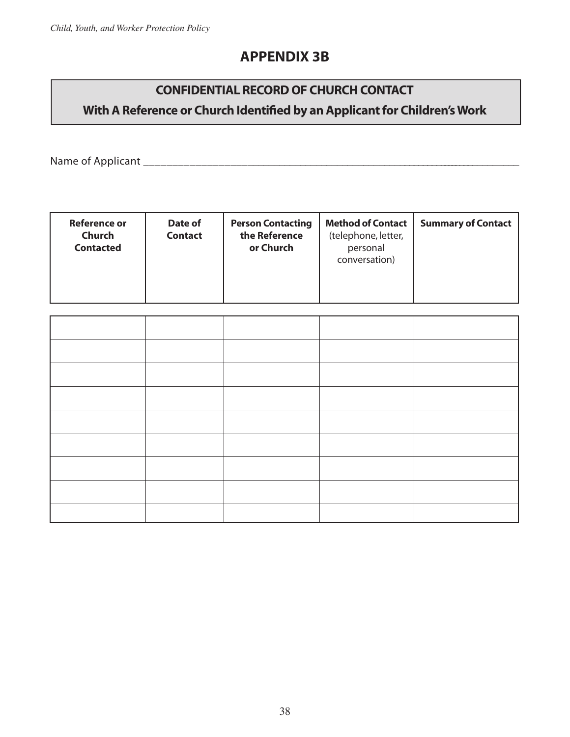# APPENDIX 3B

## CONFIDENTIAL RECORD OF CHURCH CONTACT

### With A Reference or Church Identified by an Applicant for Children's Work

Name of Applicant ___________________________________________________________

| **Reference or Church Contacted** | **Date of Contact** | **Person Contacting the Reference or Church** | **Method of Contact** (telephone, letter, personal conversation) | **Summary of Contact** |
|---|---|---|---|---|
| | | | | |
| | | | | |
| | | | | |
| | | | | |
| | | | | |
| | | | | |
| | | | | |
| | | | | |
| | | | | |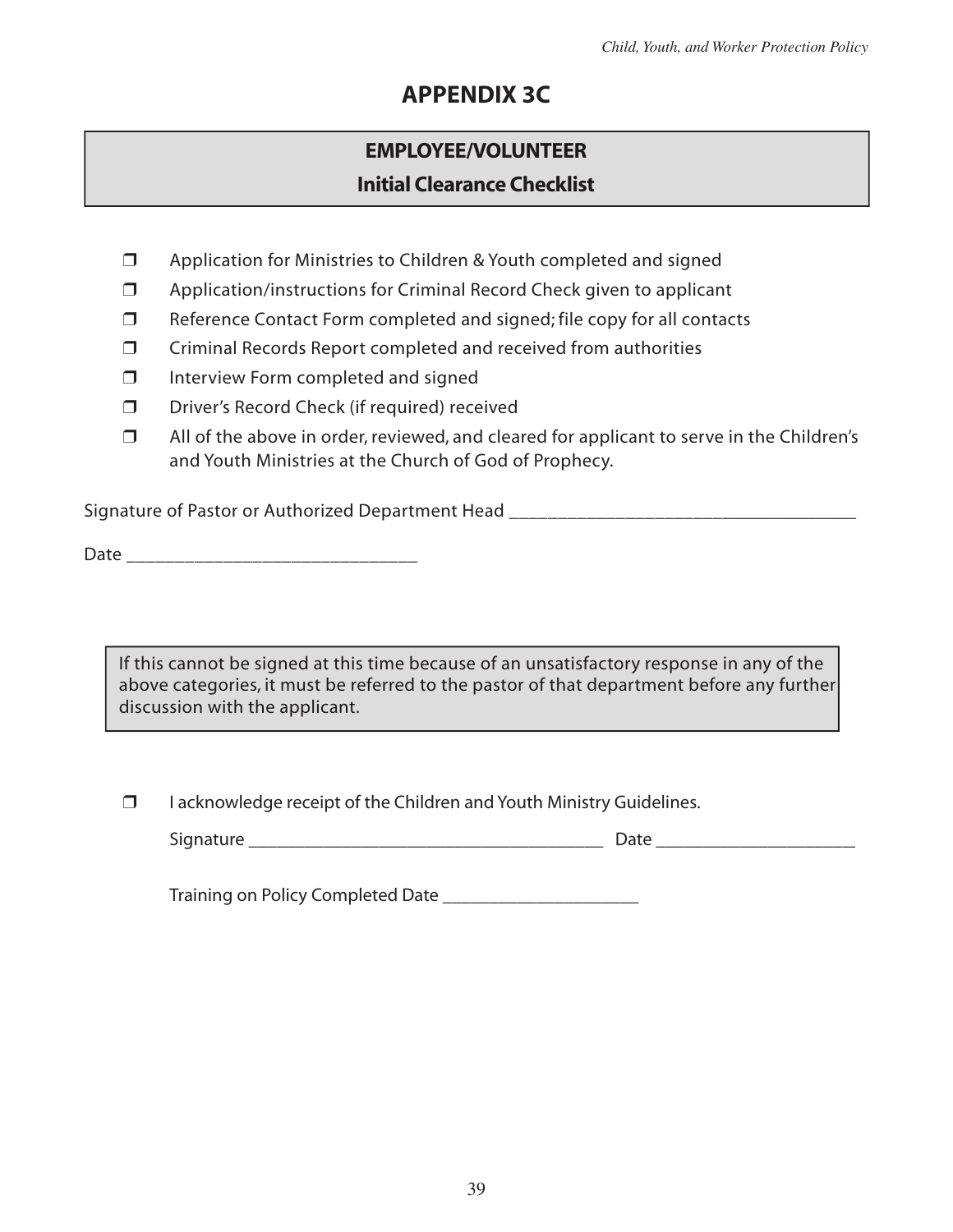# APPENDIX 3C

## EMPLOYEE/VOLUNTEER
## Initial Clearance Checklist

- ❒ Application for Ministries to Children & Youth completed and signed
- ❒ Application/instructions for Criminal Record Check given to applicant
- ❒ Reference Contact Form completed and signed; file copy for all contacts
- ❒ Criminal Records Report completed and received from authorities
- ❒ Interview Form completed and signed
- ❒ Driver's Record Check (if required) received
- ❒ All of the above in order, reviewed, and cleared for applicant to serve in the Children's and Youth Ministries at the Church of God of Prophecy.

Signature of Pastor or Authorized Department Head ______________________________________

Date ______________________________

> If this cannot be signed at this time because of an unsatisfactory response in any of the above categories, it must be referred to the pastor of that department before any further discussion with the applicant.

- ❒ I acknowledge receipt of the Children and Youth Ministry Guidelines.

  Signature ______________________________________ Date _____________________

  Training on Policy Completed Date _____________________